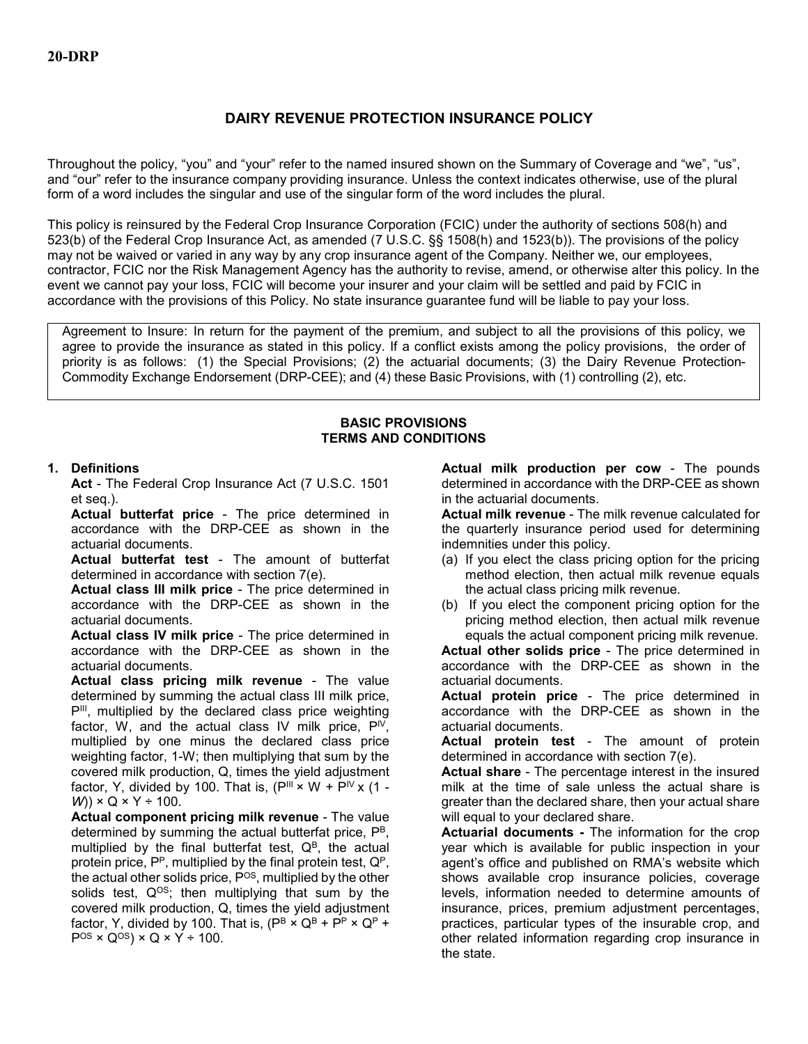**20-DRP**

# DAIRY REVENUE PROTECTION INSURANCE POLICY

Throughout the policy, "you" and "your" refer to the named insured shown on the Summary of Coverage and "we", "us", and "our" refer to the insurance company providing insurance. Unless the context indicates otherwise, use of the plural form of a word includes the singular and use of the singular form of the word includes the plural.

This policy is reinsured by the Federal Crop Insurance Corporation (FCIC) under the authority of sections 508(h) and 523(b) of the Federal Crop Insurance Act, as amended (7 U.S.C. §§ 1508(h) and 1523(b)). The provisions of the policy may not be waived or varied in any way by any crop insurance agent of the Company. Neither we, our employees, contractor, FCIC nor the Risk Management Agency has the authority to revise, amend, or otherwise alter this policy. In the event we cannot pay your loss, FCIC will become your insurer and your claim will be settled and paid by FCIC in accordance with the provisions of this Policy. No state insurance guarantee fund will be liable to pay your loss.

Agreement to Insure: In return for the payment of the premium, and subject to all the provisions of this policy, we agree to provide the insurance as stated in this policy. If a conflict exists among the policy provisions, the order of priority is as follows: (1) the Special Provisions; (2) the actuarial documents; (3) the Dairy Revenue Protection-Commodity Exchange Endorsement (DRP-CEE); and (4) these Basic Provisions, with (1) controlling (2), etc.

## BASIC PROVISIONS
## TERMS AND CONDITIONS

**1. Definitions**

**Act** - The Federal Crop Insurance Act (7 U.S.C. 1501 et seq.).

**Actual butterfat price** - The price determined in accordance with the DRP-CEE as shown in the actuarial documents.

**Actual butterfat test** - The amount of butterfat determined in accordance with section 7(e).

**Actual class III milk price** - The price determined in accordance with the DRP-CEE as shown in the actuarial documents.

**Actual class IV milk price** - The price determined in accordance with the DRP-CEE as shown in the actuarial documents.

**Actual class pricing milk revenue** - The value determined by summing the actual class III milk price, $P^{III}$, multiplied by the declared class price weighting factor, W, and the actual class IV milk price, $P^{IV}$, multiplied by one minus the declared class price weighting factor, 1-W; then multiplying that sum by the covered milk production, Q, times the yield adjustment factor, Y, divided by 100. That is, $(P^{III} \times W + P^{IV} \times (1 - W)) \times Q \times Y \div 100$.

**Actual component pricing milk revenue** - The value determined by summing the actual butterfat price, $P^{B}$, multiplied by the final butterfat test, $Q^{B}$, the actual protein price, $P^{P}$, multiplied by the final protein test, $Q^{P}$, the actual other solids price, $P^{OS}$, multiplied by the other solids test, $Q^{OS}$; then multiplying that sum by the covered milk production, Q, times the yield adjustment factor, Y, divided by 100. That is, $(P^{B} \times Q^{B} + P^{P} \times Q^{P} + P^{OS} \times Q^{OS}) \times Q \times Y \div 100$.

**Actual milk production per cow** - The pounds determined in accordance with the DRP-CEE as shown in the actuarial documents.

**Actual milk revenue** - The milk revenue calculated for the quarterly insurance period used for determining indemnities under this policy.

(a) If you elect the class pricing option for the pricing method election, then actual milk revenue equals the actual class pricing milk revenue.

(b) If you elect the component pricing option for the pricing method election, then actual milk revenue equals the actual component pricing milk revenue.

**Actual other solids price** - The price determined in accordance with the DRP-CEE as shown in the actuarial documents.

**Actual protein price** - The price determined in accordance with the DRP-CEE as shown in the actuarial documents.

**Actual protein test** - The amount of protein determined in accordance with section 7(e).

**Actual share** - The percentage interest in the insured milk at the time of sale unless the actual share is greater than the declared share, then your actual share will equal to your declared share.

**Actuarial documents -** The information for the crop year which is available for public inspection in your agent's office and published on RMA's website which shows available crop insurance policies, coverage levels, information needed to determine amounts of insurance, prices, premium adjustment percentages, practices, particular types of the insurable crop, and other related information regarding crop insurance in the state.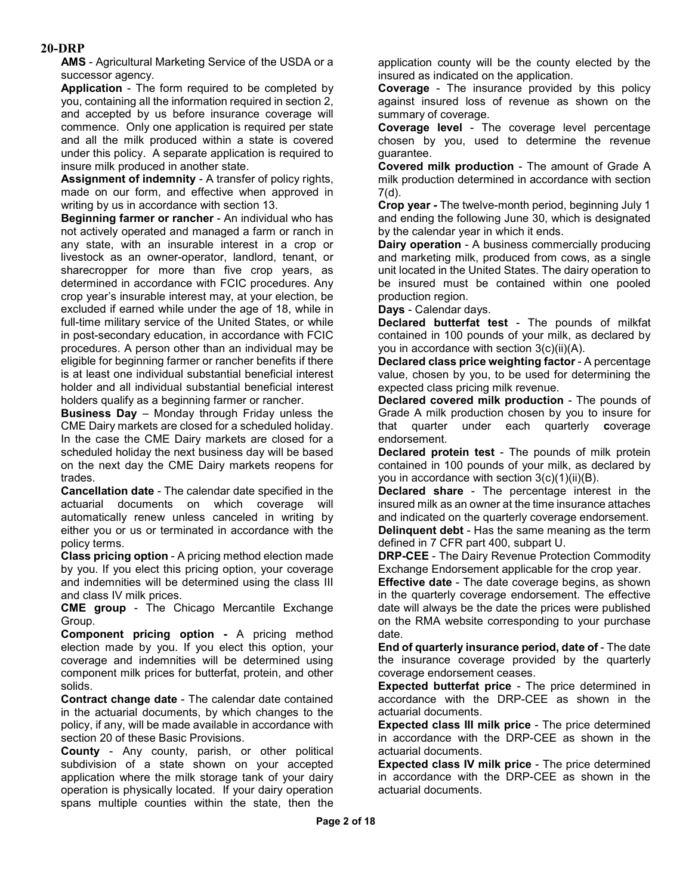**AMS** - Agricultural Marketing Service of the USDA or a successor agency.

**Application** - The form required to be completed by you, containing all the information required in section 2, and accepted by us before insurance coverage will commence. Only one application is required per state and all the milk produced within a state is covered under this policy. A separate application is required to insure milk produced in another state.

**Assignment of indemnity** - A transfer of policy rights, made on our form, and effective when approved in writing by us in accordance with section 13.

**Beginning farmer or rancher** - An individual who has not actively operated and managed a farm or ranch in any state, with an insurable interest in a crop or livestock as an owner-operator, landlord, tenant, or sharecropper for more than five crop years, as determined in accordance with FCIC procedures. Any crop year's insurable interest may, at your election, be excluded if earned while under the age of 18, while in full-time military service of the United States, or while in post-secondary education, in accordance with FCIC procedures. A person other than an individual may be eligible for beginning farmer or rancher benefits if there is at least one individual substantial beneficial interest holder and all individual substantial beneficial interest holders qualify as a beginning farmer or rancher.

**Business Day** – Monday through Friday unless the CME Dairy markets are closed for a scheduled holiday. In the case the CME Dairy markets are closed for a scheduled holiday the next business day will be based on the next day the CME Dairy markets reopens for trades.

**Cancellation date** - The calendar date specified in the actuarial documents on which coverage will automatically renew unless canceled in writing by either you or us or terminated in accordance with the policy terms.

**Class pricing option** - A pricing method election made by you. If you elect this pricing option, your coverage and indemnities will be determined using the class III and class IV milk prices.

**CME group** - The Chicago Mercantile Exchange Group.

**Component pricing option -** A pricing method election made by you. If you elect this option, your coverage and indemnities will be determined using component milk prices for butterfat, protein, and other solids.

**Contract change date** - The calendar date contained in the actuarial documents, by which changes to the policy, if any, will be made available in accordance with section 20 of these Basic Provisions.

**County** - Any county, parish, or other political subdivision of a state shown on your accepted application where the milk storage tank of your dairy operation is physically located. If your dairy operation spans multiple counties within the state, then the application county will be the county elected by the insured as indicated on the application.

**Coverage** - The insurance provided by this policy against insured loss of revenue as shown on the summary of coverage.

**Coverage level** - The coverage level percentage chosen by you, used to determine the revenue guarantee.

**Covered milk production** - The amount of Grade A milk production determined in accordance with section 7(d).

**Crop year -** The twelve-month period, beginning July 1 and ending the following June 30, which is designated by the calendar year in which it ends.

**Dairy operation** - A business commercially producing and marketing milk, produced from cows, as a single unit located in the United States. The dairy operation to be insured must be contained within one pooled production region.

**Days** - Calendar days.

**Declared butterfat test** - The pounds of milkfat contained in 100 pounds of your milk, as declared by you in accordance with section 3(c)(ii)(A).

**Declared class price weighting factor** - A percentage value, chosen by you, to be used for determining the expected class pricing milk revenue.

**Declared covered milk production** - The pounds of Grade A milk production chosen by you to insure for that quarter under each quarterly **c**overage endorsement.

**Declared protein test** - The pounds of milk protein contained in 100 pounds of your milk, as declared by you in accordance with section 3(c)(1)(ii)(B).

**Declared share** - The percentage interest in the insured milk as an owner at the time insurance attaches and indicated on the quarterly coverage endorsement.

**Delinquent debt** - Has the same meaning as the term defined in 7 CFR part 400, subpart U.

**DRP-CEE** - The Dairy Revenue Protection Commodity Exchange Endorsement applicable for the crop year.

**Effective date** - The date coverage begins, as shown in the quarterly coverage endorsement. The effective date will always be the date the prices were published on the RMA website corresponding to your purchase date.

**End of quarterly insurance period, date of** - The date the insurance coverage provided by the quarterly coverage endorsement ceases.

**Expected butterfat price** - The price determined in accordance with the DRP-CEE as shown in the actuarial documents.

**Expected class III milk price** - The price determined in accordance with the DRP-CEE as shown in the actuarial documents.

**Expected class IV milk price** - The price determined in accordance with the DRP-CEE as shown in the actuarial documents.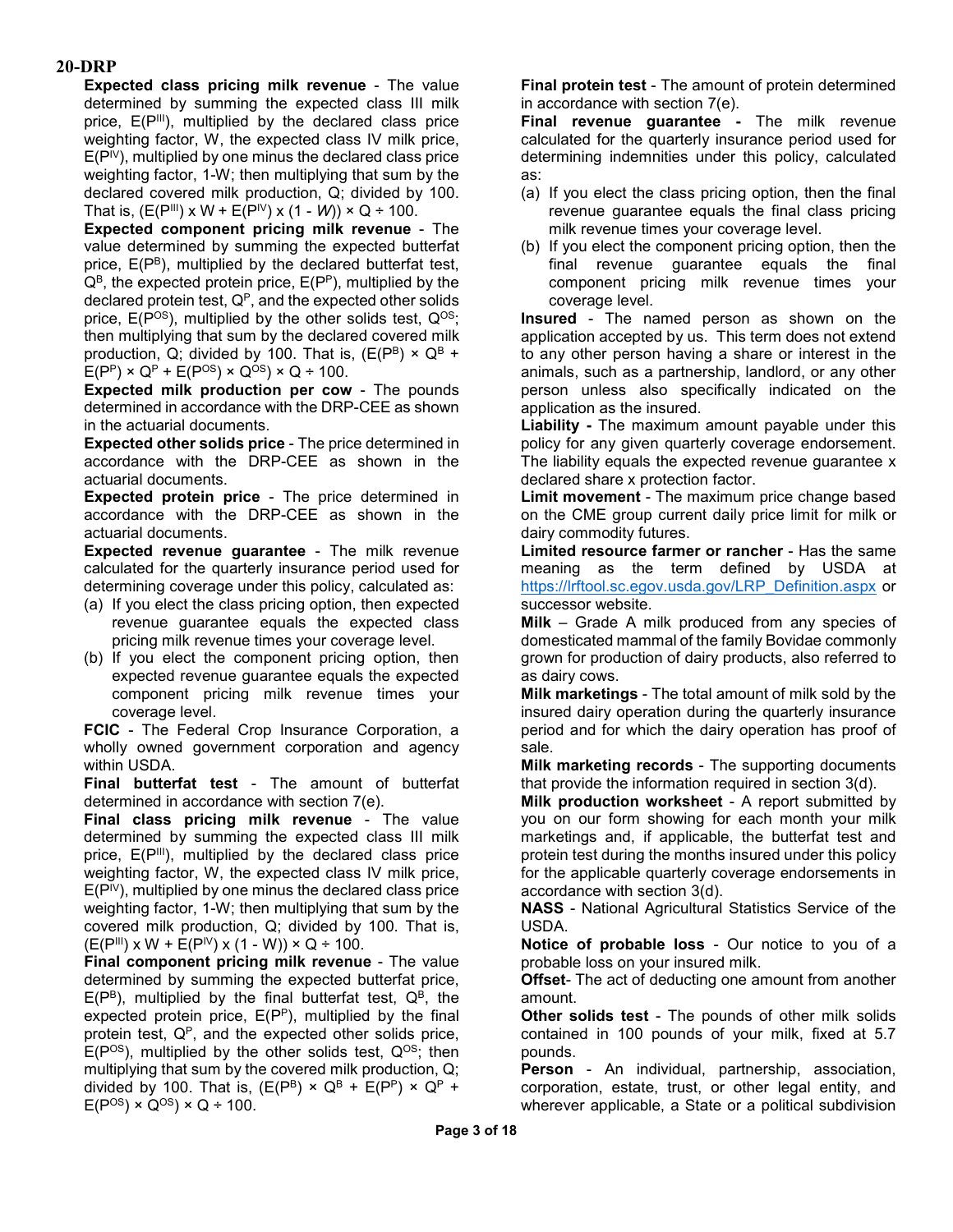**Expected class pricing milk revenue** - The value determined by summing the expected class III milk price, $E(P^{III})$, multiplied by the declared class price weighting factor, W, the expected class IV milk price, $E(P^{IV})$, multiplied by one minus the declared class price weighting factor, 1-W; then multiplying that sum by the declared covered milk production, Q; divided by 100. That is, $(E(P^{III}) \times W + E(P^{IV}) \times (1 - W)) \times Q \div 100$.

**Expected component pricing milk revenue** - The value determined by summing the expected butterfat price, $E(P^B)$, multiplied by the declared butterfat test, $Q^B$, the expected protein price, $E(P^P)$, multiplied by the declared protein test, $Q^P$, and the expected other solids price, $E(P^{OS})$, multiplied by the other solids test, $Q^{OS}$; then multiplying that sum by the declared covered milk production, Q; divided by 100. That is, $(E(P^B) \times Q^B + E(P^P) \times Q^P + E(P^{OS}) \times Q^{OS}) \times Q \div 100$.

**Expected milk production per cow** - The pounds determined in accordance with the DRP-CEE as shown in the actuarial documents.

**Expected other solids price** - The price determined in accordance with the DRP-CEE as shown in the actuarial documents.

**Expected protein price** - The price determined in accordance with the DRP-CEE as shown in the actuarial documents.

**Expected revenue guarantee** - The milk revenue calculated for the quarterly insurance period used for determining coverage under this policy, calculated as:

(a) If you elect the class pricing option, then expected revenue guarantee equals the expected class pricing milk revenue times your coverage level.

(b) If you elect the component pricing option, then expected revenue guarantee equals the expected component pricing milk revenue times your coverage level.

**FCIC** - The Federal Crop Insurance Corporation, a wholly owned government corporation and agency within USDA.

**Final butterfat test** - The amount of butterfat determined in accordance with section 7(e).

**Final class pricing milk revenue** - The value determined by summing the expected class III milk price, $E(P^{III})$, multiplied by the declared class price weighting factor, W, the expected class IV milk price, $E(P^{IV})$, multiplied by one minus the declared class price weighting factor, 1-W; then multiplying that sum by the covered milk production, Q; divided by 100. That is, $(E(P^{III}) \times W + E(P^{IV}) \times (1 - W)) \times Q \div 100$.

**Final component pricing milk revenue** - The value determined by summing the expected butterfat price, $E(P^B)$, multiplied by the final butterfat test, $Q^B$, the expected protein price, $E(P^P)$, multiplied by the final protein test, $Q^P$, and the expected other solids price, $E(P^{OS})$, multiplied by the other solids test, $Q^{OS}$; then multiplying that sum by the covered milk production, Q; divided by 100. That is, $(E(P^B) \times Q^B + E(P^P) \times Q^P + E(P^{OS}) \times Q^{OS}) \times Q \div 100$.

**Final protein test** - The amount of protein determined in accordance with section 7(e).

**Final revenue guarantee** - The milk revenue calculated for the quarterly insurance period used for determining indemnities under this policy, calculated as:

(a) If you elect the class pricing option, then the final revenue guarantee equals the final class pricing milk revenue times your coverage level.

(b) If you elect the component pricing option, then the final revenue guarantee equals the final component pricing milk revenue times your coverage level.

**Insured** - The named person as shown on the application accepted by us. This term does not extend to any other person having a share or interest in the animals, such as a partnership, landlord, or any other person unless also specifically indicated on the application as the insured.

**Liability -** The maximum amount payable under this policy for any given quarterly coverage endorsement. The liability equals the expected revenue guarantee x declared share x protection factor.

**Limit movement** - The maximum price change based on the CME group current daily price limit for milk or dairy commodity futures.

**Limited resource farmer or rancher** - Has the same meaning as the term defined by USDA at https://lrftool.sc.egov.usda.gov/LRP_Definition.aspx or successor website.

**Milk** – Grade A milk produced from any species of domesticated mammal of the family Bovidae commonly grown for production of dairy products, also referred to as dairy cows.

**Milk marketings** - The total amount of milk sold by the insured dairy operation during the quarterly insurance period and for which the dairy operation has proof of sale.

**Milk marketing records** - The supporting documents that provide the information required in section 3(d).

**Milk production worksheet** - A report submitted by you on our form showing for each month your milk marketings and, if applicable, the butterfat test and protein test during the months insured under this policy for the applicable quarterly coverage endorsements in accordance with section 3(d).

**NASS** - National Agricultural Statistics Service of the USDA.

**Notice of probable loss** - Our notice to you of a probable loss on your insured milk.

**Offset**- The act of deducting one amount from another amount.

**Other solids test** - The pounds of other milk solids contained in 100 pounds of your milk, fixed at 5.7 pounds.

**Person** - An individual, partnership, association, corporation, estate, trust, or other legal entity, and wherever applicable, a State or a political subdivision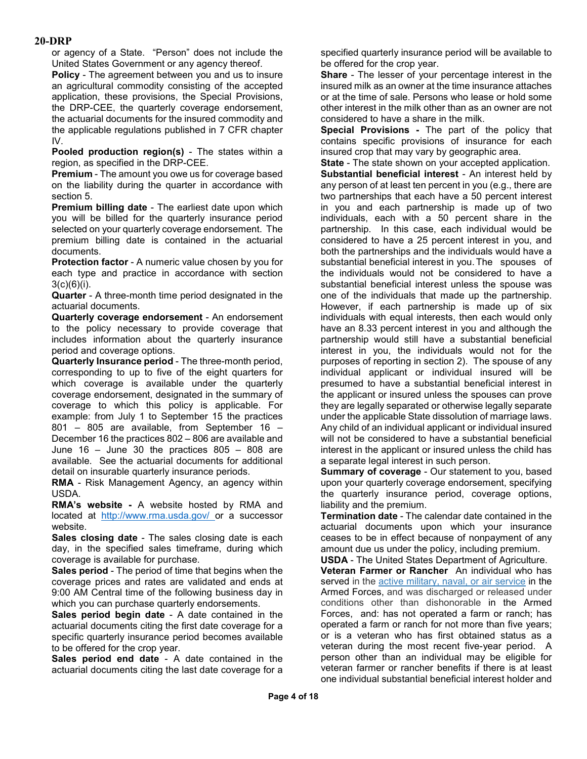or agency of a State. "Person" does not include the United States Government or any agency thereof.

**Policy** - The agreement between you and us to insure an agricultural commodity consisting of the accepted application, these provisions, the Special Provisions, the DRP-CEE, the quarterly coverage endorsement, the actuarial documents for the insured commodity and the applicable regulations published in 7 CFR chapter IV.

**Pooled production region(s)** - The states within a region, as specified in the DRP-CEE.

**Premium** - The amount you owe us for coverage based on the liability during the quarter in accordance with section 5.

**Premium billing date** - The earliest date upon which you will be billed for the quarterly insurance period selected on your quarterly coverage endorsement. The premium billing date is contained in the actuarial documents.

**Protection factor** - A numeric value chosen by you for each type and practice in accordance with section 3(c)(6)(i).

**Quarter** - A three-month time period designated in the actuarial documents.

**Quarterly coverage endorsement** - An endorsement to the policy necessary to provide coverage that includes information about the quarterly insurance period and coverage options.

**Quarterly Insurance period** - The three-month period, corresponding to up to five of the eight quarters for which coverage is available under the quarterly coverage endorsement, designated in the summary of coverage to which this policy is applicable. For example: from July 1 to September 15 the practices 801 – 805 are available, from September 16 – December 16 the practices 802 – 806 are available and June 16 – June 30 the practices 805 – 808 are available. See the actuarial documents for additional detail on insurable quarterly insurance periods.

**RMA** - Risk Management Agency, an agency within USDA.

**RMA's website -** A website hosted by RMA and located at http://www.rma.usda.gov/ or a successor website.

**Sales closing date** - The sales closing date is each day, in the specified sales timeframe, during which coverage is available for purchase.

**Sales period** - The period of time that begins when the coverage prices and rates are validated and ends at 9:00 AM Central time of the following business day in which you can purchase quarterly endorsements.

**Sales period begin date** - A date contained in the actuarial documents citing the first date coverage for a specific quarterly insurance period becomes available to be offered for the crop year.

**Sales period end date** - A date contained in the actuarial documents citing the last date coverage for a specified quarterly insurance period will be available to be offered for the crop year.

**Share** - The lesser of your percentage interest in the insured milk as an owner at the time insurance attaches or at the time of sale. Persons who lease or hold some other interest in the milk other than as an owner are not considered to have a share in the milk.

**Special Provisions -** The part of the policy that contains specific provisions of insurance for each insured crop that may vary by geographic area.

**State** - The state shown on your accepted application.

**Substantial beneficial interest** - An interest held by any person of at least ten percent in you (e.g., there are two partnerships that each have a 50 percent interest in you and each partnership is made up of two individuals, each with a 50 percent share in the partnership. In this case, each individual would be considered to have a 25 percent interest in you, and both the partnerships and the individuals would have a substantial beneficial interest in you. The spouses of the individuals would not be considered to have a substantial beneficial interest unless the spouse was one of the individuals that made up the partnership. However, if each partnership is made up of six individuals with equal interests, then each would only have an 8.33 percent interest in you and although the partnership would still have a substantial beneficial interest in you, the individuals would not for the purposes of reporting in section 2). The spouse of any individual applicant or individual insured will be presumed to have a substantial beneficial interest in the applicant or insured unless the spouses can prove they are legally separated or otherwise legally separate under the applicable State dissolution of marriage laws. Any child of an individual applicant or individual insured will not be considered to have a substantial beneficial interest in the applicant or insured unless the child has a separate legal interest in such person.

**Summary of coverage** - Our statement to you, based upon your quarterly coverage endorsement, specifying the quarterly insurance period, coverage options, liability and the premium.

**Termination date** - The calendar date contained in the actuarial documents upon which your insurance ceases to be in effect because of nonpayment of any amount due us under the policy, including premium.

**USDA** - The United States Department of Agriculture.

**Veteran Farmer or Rancher** An individual who has served in the active military, naval, or air service in the Armed Forces, and was discharged or released under conditions other than dishonorable in the Armed Forces, and: has not operated a farm or ranch; has operated a farm or ranch for not more than five years; or is a veteran who has first obtained status as a veteran during the most recent five-year period. A person other than an individual may be eligible for veteran farmer or rancher benefits if there is at least one individual substantial beneficial interest holder and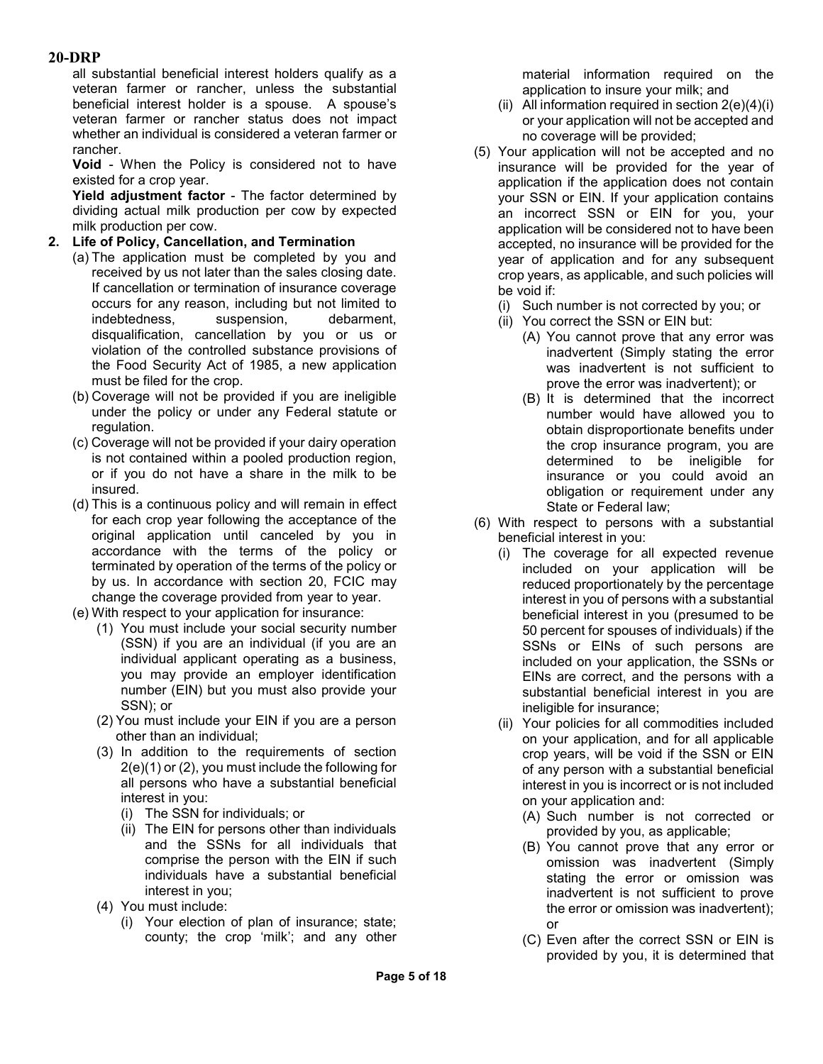all substantial beneficial interest holders qualify as a veteran farmer or rancher, unless the substantial beneficial interest holder is a spouse. A spouse's veteran farmer or rancher status does not impact whether an individual is considered a veteran farmer or rancher.

**Void** - When the Policy is considered not to have existed for a crop year.

**Yield adjustment factor** - The factor determined by dividing actual milk production per cow by expected milk production per cow.

**2. Life of Policy, Cancellation, and Termination**

(a) The application must be completed by you and received by us not later than the sales closing date. If cancellation or termination of insurance coverage occurs for any reason, including but not limited to indebtedness, suspension, debarment, disqualification, cancellation by you or us or violation of the controlled substance provisions of the Food Security Act of 1985, a new application must be filed for the crop.

(b) Coverage will not be provided if you are ineligible under the policy or under any Federal statute or regulation.

(c) Coverage will not be provided if your dairy operation is not contained within a pooled production region, or if you do not have a share in the milk to be insured.

(d) This is a continuous policy and will remain in effect for each crop year following the acceptance of the original application until canceled by you in accordance with the terms of the policy or terminated by operation of the terms of the policy or by us. In accordance with section 20, FCIC may change the coverage provided from year to year.

(e) With respect to your application for insurance:

(1) You must include your social security number (SSN) if you are an individual (if you are an individual applicant operating as a business, you may provide an employer identification number (EIN) but you must also provide your SSN); or

(2) You must include your EIN if you are a person other than an individual;

(3) In addition to the requirements of section 2(e)(1) or (2), you must include the following for all persons who have a substantial beneficial interest in you:

(i) The SSN for individuals; or

(ii) The EIN for persons other than individuals and the SSNs for all individuals that comprise the person with the EIN if such individuals have a substantial beneficial interest in you;

(4) You must include:

(i) Your election of plan of insurance; state; county; the crop 'milk'; and any other material information required on the application to insure your milk; and

(ii) All information required in section 2(e)(4)(i) or your application will not be accepted and no coverage will be provided;

(5) Your application will not be accepted and no insurance will be provided for the year of application if the application does not contain your SSN or EIN. If your application contains an incorrect SSN or EIN for you, your application will be considered not to have been accepted, no insurance will be provided for the year of application and for any subsequent crop years, as applicable, and such policies will be void if:

(i) Such number is not corrected by you; or

(ii) You correct the SSN or EIN but:

(A) You cannot prove that any error was inadvertent (Simply stating the error was inadvertent is not sufficient to prove the error was inadvertent); or

(B) It is determined that the incorrect number would have allowed you to obtain disproportionate benefits under the crop insurance program, you are determined to be ineligible for insurance or you could avoid an obligation or requirement under any State or Federal law;

(6) With respect to persons with a substantial beneficial interest in you:

(i) The coverage for all expected revenue included on your application will be reduced proportionately by the percentage interest in you of persons with a substantial beneficial interest in you (presumed to be 50 percent for spouses of individuals) if the SSNs or EINs of such persons are included on your application, the SSNs or EINs are correct, and the persons with a substantial beneficial interest in you are ineligible for insurance;

(ii) Your policies for all commodities included on your application, and for all applicable crop years, will be void if the SSN or EIN of any person with a substantial beneficial interest in you is incorrect or is not included on your application and:

(A) Such number is not corrected or provided by you, as applicable;

(B) You cannot prove that any error or omission was inadvertent (Simply stating the error or omission was inadvertent is not sufficient to prove the error or omission was inadvertent); or

(C) Even after the correct SSN or EIN is provided by you, it is determined that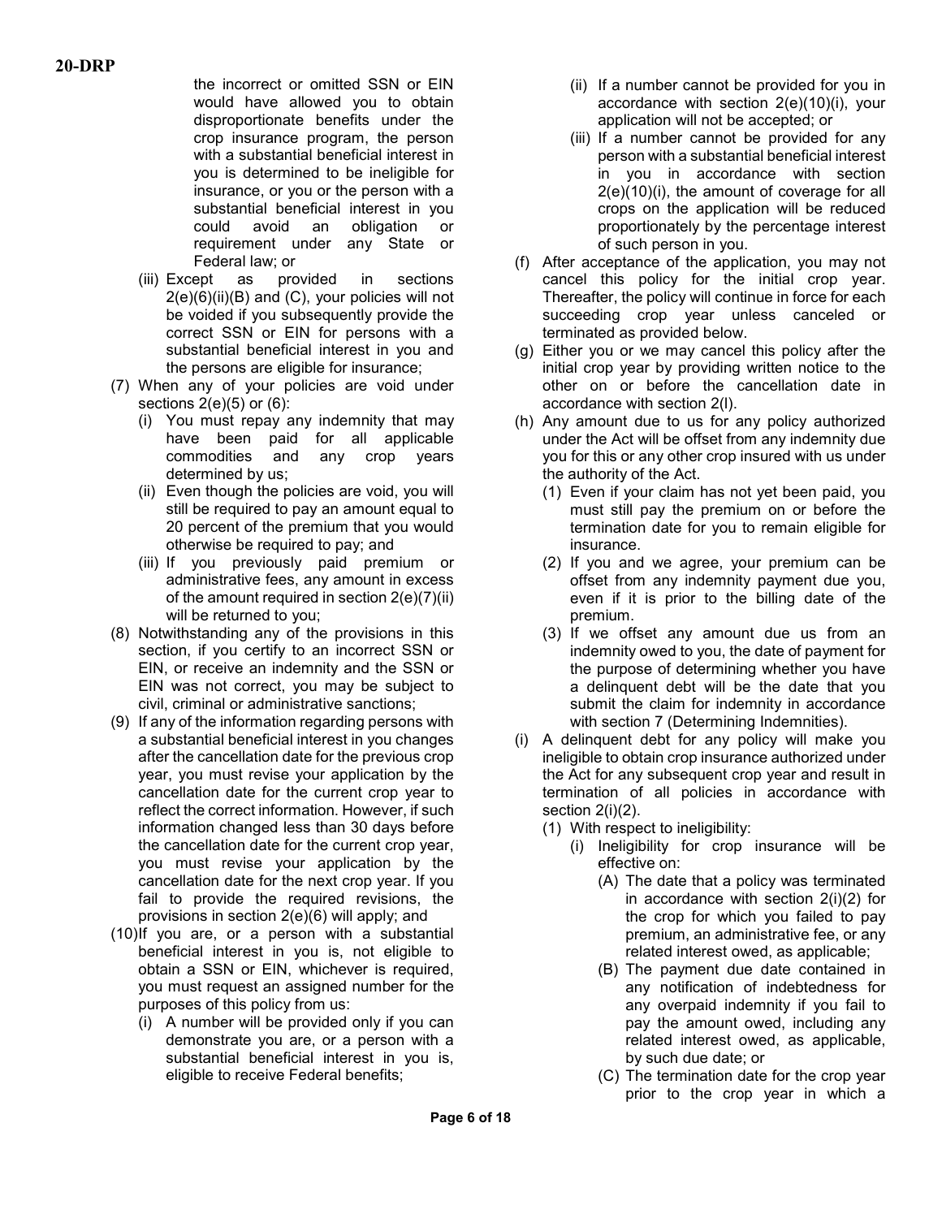the incorrect or omitted SSN or EIN would have allowed you to obtain disproportionate benefits under the crop insurance program, the person with a substantial beneficial interest in you is determined to be ineligible for insurance, or you or the person with a substantial beneficial interest in you could avoid an obligation or requirement under any State or Federal law; or

   (iii) Except as provided in sections 2(e)(6)(ii)(B) and (C), your policies will not be voided if you subsequently provide the correct SSN or EIN for persons with a substantial beneficial interest in you and the persons are eligible for insurance;

(7) When any of your policies are void under sections 2(e)(5) or (6):

   (i) You must repay any indemnity that may have been paid for all applicable commodities and any crop years determined by us;

   (ii) Even though the policies are void, you will still be required to pay an amount equal to 20 percent of the premium that you would otherwise be required to pay; and

   (iii) If you previously paid premium or administrative fees, any amount in excess of the amount required in section 2(e)(7)(ii) will be returned to you;

(8) Notwithstanding any of the provisions in this section, if you certify to an incorrect SSN or EIN, or receive an indemnity and the SSN or EIN was not correct, you may be subject to civil, criminal or administrative sanctions;

(9) If any of the information regarding persons with a substantial beneficial interest in you changes after the cancellation date for the previous crop year, you must revise your application by the cancellation date for the current crop year to reflect the correct information. However, if such information changed less than 30 days before the cancellation date for the current crop year, you must revise your application by the cancellation date for the next crop year. If you fail to provide the required revisions, the provisions in section 2(e)(6) will apply; and

(10) If you are, or a person with a substantial beneficial interest in you is, not eligible to obtain a SSN or EIN, whichever is required, you must request an assigned number for the purposes of this policy from us:

   (i) A number will be provided only if you can demonstrate you are, or a person with a substantial beneficial interest in you is, eligible to receive Federal benefits;

   (ii) If a number cannot be provided for you in accordance with section 2(e)(10)(i), your application will not be accepted; or

   (iii) If a number cannot be provided for any person with a substantial beneficial interest in you in accordance with section 2(e)(10)(i), the amount of coverage for all crops on the application will be reduced proportionately by the percentage interest of such person in you.

(f) After acceptance of the application, you may not cancel this policy for the initial crop year. Thereafter, the policy will continue in force for each succeeding crop year unless canceled or terminated as provided below.

(g) Either you or we may cancel this policy after the initial crop year by providing written notice to the other on or before the cancellation date in accordance with section 2(l).

(h) Any amount due to us for any policy authorized under the Act will be offset from any indemnity due you for this or any other crop insured with us under the authority of the Act.

   (1) Even if your claim has not yet been paid, you must still pay the premium on or before the termination date for you to remain eligible for insurance.

   (2) If you and we agree, your premium can be offset from any indemnity payment due you, even if it is prior to the billing date of the premium.

   (3) If we offset any amount due us from an indemnity owed to you, the date of payment for the purpose of determining whether you have a delinquent debt will be the date that you submit the claim for indemnity in accordance with section 7 (Determining Indemnities).

(i) A delinquent debt for any policy will make you ineligible to obtain crop insurance authorized under the Act for any subsequent crop year and result in termination of all policies in accordance with section 2(i)(2).

   (1) With respect to ineligibility:

      (i) Ineligibility for crop insurance will be effective on:

         (A) The date that a policy was terminated in accordance with section 2(i)(2) for the crop for which you failed to pay premium, an administrative fee, or any related interest owed, as applicable;

         (B) The payment due date contained in any notification of indebtedness for any overpaid indemnity if you fail to pay the amount owed, including any related interest owed, as applicable, by such due date; or

         (C) The termination date for the crop year prior to the crop year in which a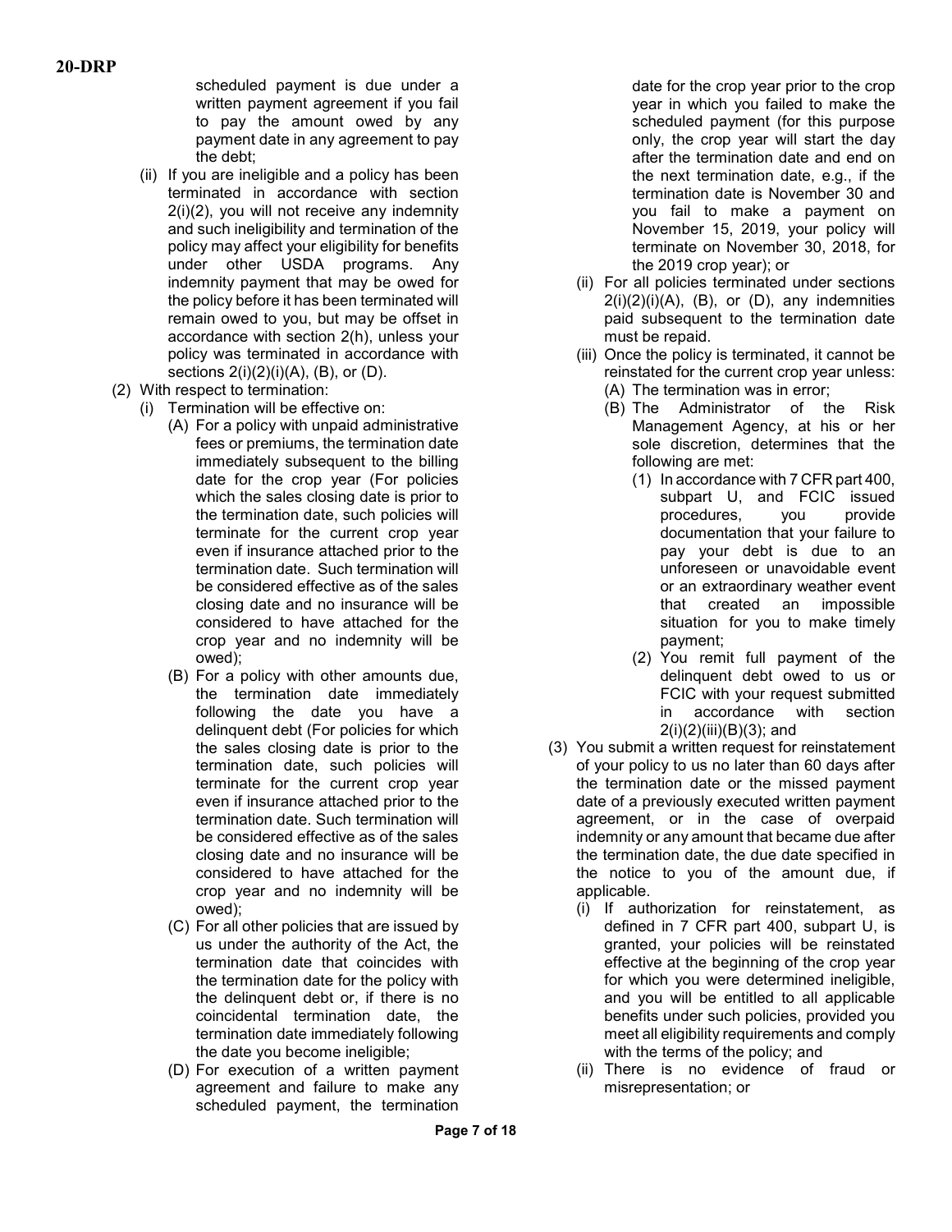scheduled payment is due under a written payment agreement if you fail to pay the amount owed by any payment date in any agreement to pay the debt;

(ii) If you are ineligible and a policy has been terminated in accordance with section 2(i)(2), you will not receive any indemnity and such ineligibility and termination of the policy may affect your eligibility for benefits under other USDA programs. Any indemnity payment that may be owed for the policy before it has been terminated will remain owed to you, but may be offset in accordance with section 2(h), unless your policy was terminated in accordance with sections 2(i)(2)(i)(A), (B), or (D).

(2) With respect to termination:

(i) Termination will be effective on:

(A) For a policy with unpaid administrative fees or premiums, the termination date immediately subsequent to the billing date for the crop year (For policies which the sales closing date is prior to the termination date, such policies will terminate for the current crop year even if insurance attached prior to the termination date. Such termination will be considered effective as of the sales closing date and no insurance will be considered to have attached for the crop year and no indemnity will be owed);

(B) For a policy with other amounts due, the termination date immediately following the date you have a delinquent debt (For policies for which the sales closing date is prior to the termination date, such policies will terminate for the current crop year even if insurance attached prior to the termination date. Such termination will be considered effective as of the sales closing date and no insurance will be considered to have attached for the crop year and no indemnity will be owed);

(C) For all other policies that are issued by us under the authority of the Act, the termination date that coincides with the termination date for the policy with the delinquent debt or, if there is no coincidental termination date, the termination date immediately following the date you become ineligible;

(D) For execution of a written payment agreement and failure to make any scheduled payment, the termination date for the crop year prior to the crop year in which you failed to make the scheduled payment (for this purpose only, the crop year will start the day after the termination date and end on the next termination date, e.g., if the termination date is November 30 and you fail to make a payment on November 15, 2019, your policy will terminate on November 30, 2018, for the 2019 crop year); or

(ii) For all policies terminated under sections 2(i)(2)(i)(A), (B), or (D), any indemnities paid subsequent to the termination date must be repaid.

(iii) Once the policy is terminated, it cannot be reinstated for the current crop year unless:

(A) The termination was in error;

(B) The Administrator of the Risk Management Agency, at his or her sole discretion, determines that the following are met:

(1) In accordance with 7 CFR part 400, subpart U, and FCIC issued procedures, you provide documentation that your failure to pay your debt is due to an unforeseen or unavoidable event or an extraordinary weather event that created an impossible situation for you to make timely payment;

(2) You remit full payment of the delinquent debt owed to us or FCIC with your request submitted in accordance with section 2(i)(2)(iii)(B)(3); and

(3) You submit a written request for reinstatement of your policy to us no later than 60 days after the termination date or the missed payment date of a previously executed written payment agreement, or in the case of overpaid indemnity or any amount that became due after the termination date, the due date specified in the notice to you of the amount due, if applicable.

(i) If authorization for reinstatement, as defined in 7 CFR part 400, subpart U, is granted, your policies will be reinstated effective at the beginning of the crop year for which you were determined ineligible, and you will be entitled to all applicable benefits under such policies, provided you meet all eligibility requirements and comply with the terms of the policy; and

(ii) There is no evidence of fraud or misrepresentation; or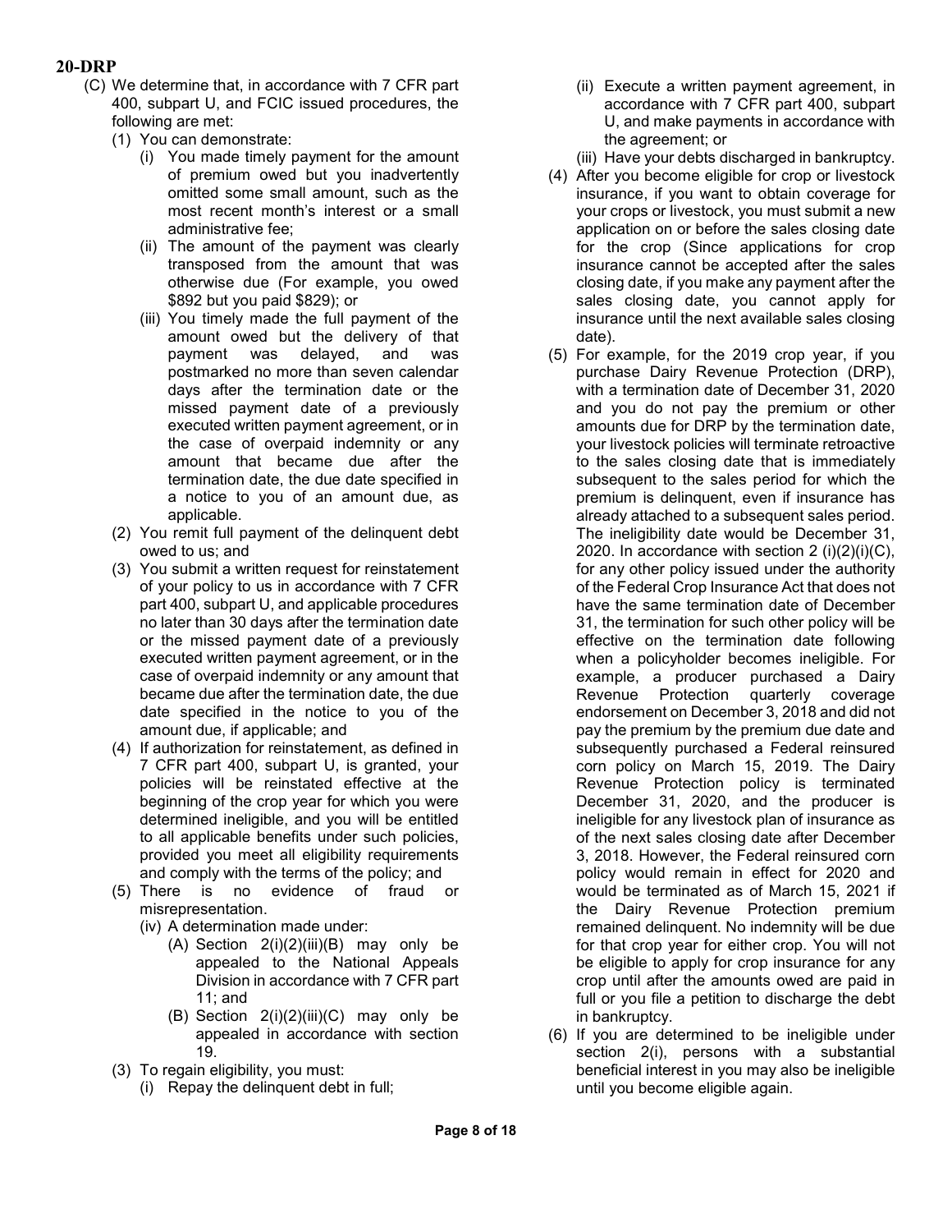**20-DRP**

- (C) We determine that, in accordance with 7 CFR part 400, subpart U, and FCIC issued procedures, the following are met:
  - (1) You can demonstrate:
    - (i) You made timely payment for the amount of premium owed but you inadvertently omitted some small amount, such as the most recent month's interest or a small administrative fee;
    - (ii) The amount of the payment was clearly transposed from the amount that was otherwise due (For example, you owed $892 but you paid $829); or
    - (iii) You timely made the full payment of the amount owed but the delivery of that payment was delayed, and was postmarked no more than seven calendar days after the termination date or the missed payment date of a previously executed written payment agreement, or in the case of overpaid indemnity or any amount that became due after the termination date, the due date specified in a notice to you of an amount due, as applicable.
  - (2) You remit full payment of the delinquent debt owed to us; and
  - (3) You submit a written request for reinstatement of your policy to us in accordance with 7 CFR part 400, subpart U, and applicable procedures no later than 30 days after the termination date or the missed payment date of a previously executed written payment agreement, or in the case of overpaid indemnity or any amount that became due after the termination date, the due date specified in the notice to you of the amount due, if applicable; and
  - (4) If authorization for reinstatement, as defined in 7 CFR part 400, subpart U, is granted, your policies will be reinstated effective at the beginning of the crop year for which you were determined ineligible, and you will be entitled to all applicable benefits under such policies, provided you meet all eligibility requirements and comply with the terms of the policy; and
  - (5) There is no evidence of fraud or misrepresentation.
  - (iv) A determination made under:
    - (A) Section 2(i)(2)(iii)(B) may only be appealed to the National Appeals Division in accordance with 7 CFR part 11; and
    - (B) Section 2(i)(2)(iii)(C) may only be appealed in accordance with section 19.
- (3) To regain eligibility, you must:
  - (i) Repay the delinquent debt in full;
  - (ii) Execute a written payment agreement, in accordance with 7 CFR part 400, subpart U, and make payments in accordance with the agreement; or
  - (iii) Have your debts discharged in bankruptcy.
- (4) After you become eligible for crop or livestock insurance, if you want to obtain coverage for your crops or livestock, you must submit a new application on or before the sales closing date for the crop (Since applications for crop insurance cannot be accepted after the sales closing date, if you make any payment after the sales closing date, you cannot apply for insurance until the next available sales closing date).
- (5) For example, for the 2019 crop year, if you purchase Dairy Revenue Protection (DRP), with a termination date of December 31, 2020 and you do not pay the premium or other amounts due for DRP by the termination date, your livestock policies will terminate retroactive to the sales closing date that is immediately subsequent to the sales period for which the premium is delinquent, even if insurance has already attached to a subsequent sales period. The ineligibility date would be December 31, 2020. In accordance with section 2 (i)(2)(i)(C), for any other policy issued under the authority of the Federal Crop Insurance Act that does not have the same termination date of December 31, the termination for such other policy will be effective on the termination date following when a policyholder becomes ineligible. For example, a producer purchased a Dairy Revenue Protection quarterly coverage endorsement on December 3, 2018 and did not pay the premium by the premium due date and subsequently purchased a Federal reinsured corn policy on March 15, 2019. The Dairy Revenue Protection policy is terminated December 31, 2020, and the producer is ineligible for any livestock plan of insurance as of the next sales closing date after December 3, 2018. However, the Federal reinsured corn policy would remain in effect for 2020 and would be terminated as of March 15, 2021 if the Dairy Revenue Protection premium remained delinquent. No indemnity will be due for that crop year for either crop. You will not be eligible to apply for crop insurance for any crop until after the amounts owed are paid in full or you file a petition to discharge the debt in bankruptcy.
- (6) If you are determined to be ineligible under section 2(i), persons with a substantial beneficial interest in you may also be ineligible until you become eligible again.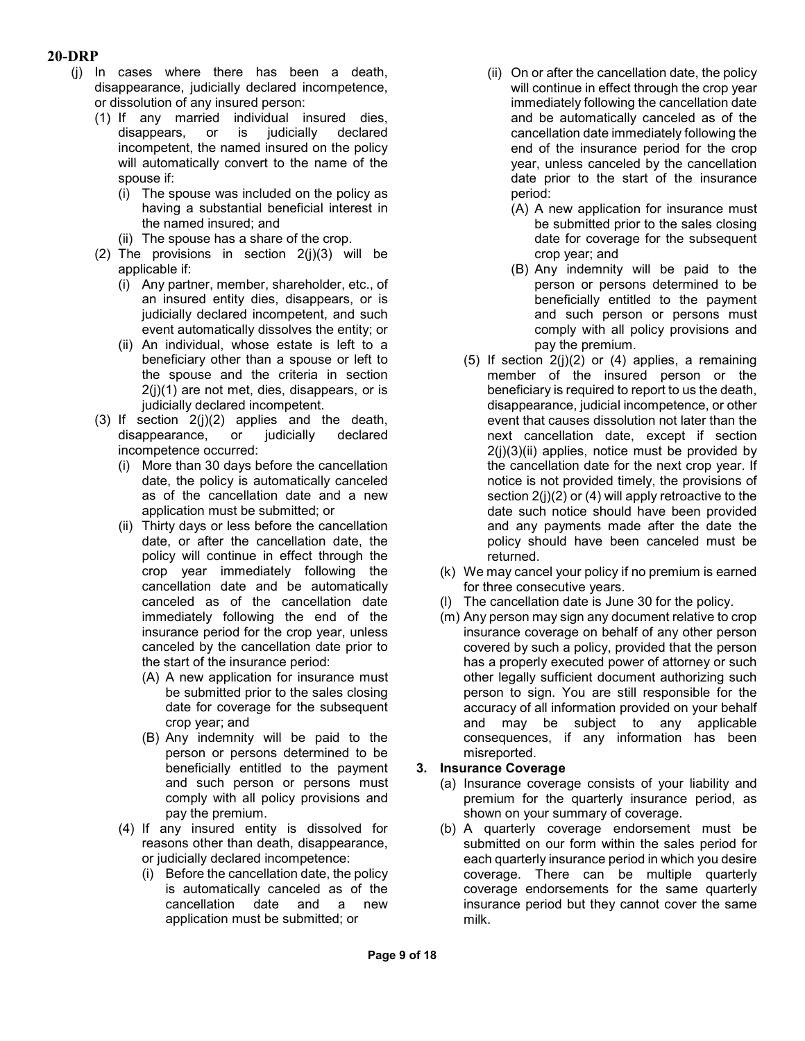(j) In cases where there has been a death, disappearance, judicially declared incompetence, or dissolution of any insured person:

  (1) If any married individual insured dies, disappears, or is judicially declared incompetent, the named insured on the policy will automatically convert to the name of the spouse if:

    (i) The spouse was included on the policy as having a substantial beneficial interest in the named insured; and

    (ii) The spouse has a share of the crop.

  (2) The provisions in section 2(j)(3) will be applicable if:

    (i) Any partner, member, shareholder, etc., of an insured entity dies, disappears, or is judicially declared incompetent, and such event automatically dissolves the entity; or

    (ii) An individual, whose estate is left to a beneficiary other than a spouse or left to the spouse and the criteria in section 2(j)(1) are not met, dies, disappears, or is judicially declared incompetent.

  (3) If section 2(j)(2) applies and the death, disappearance, or judicially declared incompetence occurred:

    (i) More than 30 days before the cancellation date, the policy is automatically canceled as of the cancellation date and a new application must be submitted; or

    (ii) Thirty days or less before the cancellation date, or after the cancellation date, the policy will continue in effect through the crop year immediately following the cancellation date and be automatically canceled as of the cancellation date immediately following the end of the insurance period for the crop year, unless canceled by the cancellation date prior to the start of the insurance period:

      (A) A new application for insurance must be submitted prior to the sales closing date for coverage for the subsequent crop year; and

      (B) Any indemnity will be paid to the person or persons determined to be beneficially entitled to the payment and such person or persons must comply with all policy provisions and pay the premium.

  (4) If any insured entity is dissolved for reasons other than death, disappearance, or judicially declared incompetence:

    (i) Before the cancellation date, the policy is automatically canceled as of the cancellation date and a new application must be submitted; or

    (ii) On or after the cancellation date, the policy will continue in effect through the crop year immediately following the cancellation date and be automatically canceled as of the cancellation date immediately following the end of the insurance period for the crop year, unless canceled by the cancellation date prior to the start of the insurance period:

      (A) A new application for insurance must be submitted prior to the sales closing date for coverage for the subsequent crop year; and

      (B) Any indemnity will be paid to the person or persons determined to be beneficially entitled to the payment and such person or persons must comply with all policy provisions and pay the premium.

  (5) If section 2(j)(2) or (4) applies, a remaining member of the insured person or the beneficiary is required to report to us the death, disappearance, judicial incompetence, or other event that causes dissolution not later than the next cancellation date, except if section 2(j)(3)(ii) applies, notice must be provided by the cancellation date for the next crop year. If notice is not provided timely, the provisions of section 2(j)(2) or (4) will apply retroactive to the date such notice should have been provided and any payments made after the date the policy should have been canceled must be returned.

(k) We may cancel your policy if no premium is earned for three consecutive years.

(l) The cancellation date is June 30 for the policy.

(m) Any person may sign any document relative to crop insurance coverage on behalf of any other person covered by such a policy, provided that the person has a properly executed power of attorney or such other legally sufficient document authorizing such person to sign. You are still responsible for the accuracy of all information provided on your behalf and may be subject to any applicable consequences, if any information has been misreported.

**3. Insurance Coverage**

(a) Insurance coverage consists of your liability and premium for the quarterly insurance period, as shown on your summary of coverage.

(b) A quarterly coverage endorsement must be submitted on our form within the sales period for each quarterly insurance period in which you desire coverage. There can be multiple quarterly coverage endorsements for the same quarterly insurance period but they cannot cover the same milk.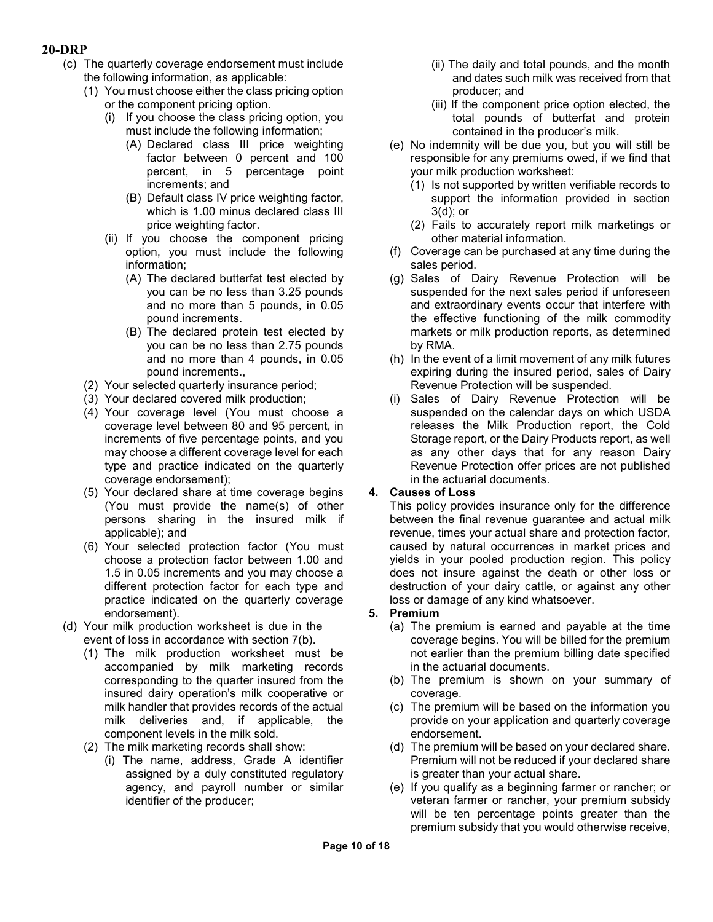(c) The quarterly coverage endorsement must include the following information, as applicable:

(1) You must choose either the class pricing option or the component pricing option.

(i) If you choose the class pricing option, you must include the following information;

(A) Declared class III price weighting factor between 0 percent and 100 percent, in 5 percentage point increments; and

(B) Default class IV price weighting factor, which is 1.00 minus declared class III price weighting factor.

(ii) If you choose the component pricing option, you must include the following information;

(A) The declared butterfat test elected by you can be no less than 3.25 pounds and no more than 5 pounds, in 0.05 pound increments.

(B) The declared protein test elected by you can be no less than 2.75 pounds and no more than 4 pounds, in 0.05 pound increments.,

(2) Your selected quarterly insurance period;

(3) Your declared covered milk production;

(4) Your coverage level (You must choose a coverage level between 80 and 95 percent, in increments of five percentage points, and you may choose a different coverage level for each type and practice indicated on the quarterly coverage endorsement);

(5) Your declared share at time coverage begins (You must provide the name(s) of other persons sharing in the insured milk if applicable); and

(6) Your selected protection factor (You must choose a protection factor between 1.00 and 1.5 in 0.05 increments and you may choose a different protection factor for each type and practice indicated on the quarterly coverage endorsement).

(d) Your milk production worksheet is due in the event of loss in accordance with section 7(b).

(1) The milk production worksheet must be accompanied by milk marketing records corresponding to the quarter insured from the insured dairy operation's milk cooperative or milk handler that provides records of the actual milk deliveries and, if applicable, the component levels in the milk sold.

(2) The milk marketing records shall show:

(i) The name, address, Grade A identifier assigned by a duly constituted regulatory agency, and payroll number or similar identifier of the producer;

(ii) The daily and total pounds, and the month and dates such milk was received from that producer; and

(iii) If the component price option elected, the total pounds of butterfat and protein contained in the producer's milk.

(e) No indemnity will be due you, but you will still be responsible for any premiums owed, if we find that your milk production worksheet:

(1) Is not supported by written verifiable records to support the information provided in section 3(d); or

(2) Fails to accurately report milk marketings or other material information.

(f) Coverage can be purchased at any time during the sales period.

(g) Sales of Dairy Revenue Protection will be suspended for the next sales period if unforeseen and extraordinary events occur that interfere with the effective functioning of the milk commodity markets or milk production reports, as determined by RMA.

(h) In the event of a limit movement of any milk futures expiring during the insured period, sales of Dairy Revenue Protection will be suspended.

(i) Sales of Dairy Revenue Protection will be suspended on the calendar days on which USDA releases the Milk Production report, the Cold Storage report, or the Dairy Products report, as well as any other days that for any reason Dairy Revenue Protection offer prices are not published in the actuarial documents.

**4. Causes of Loss**

This policy provides insurance only for the difference between the final revenue guarantee and actual milk revenue, times your actual share and protection factor, caused by natural occurrences in market prices and yields in your pooled production region. This policy does not insure against the death or other loss or destruction of your dairy cattle, or against any other loss or damage of any kind whatsoever.

**5. Premium**

(a) The premium is earned and payable at the time coverage begins. You will be billed for the premium not earlier than the premium billing date specified in the actuarial documents.

(b) The premium is shown on your summary of coverage.

(c) The premium will be based on the information you provide on your application and quarterly coverage endorsement.

(d) The premium will be based on your declared share. Premium will not be reduced if your declared share is greater than your actual share.

(e) If you qualify as a beginning farmer or rancher; or veteran farmer or rancher, your premium subsidy will be ten percentage points greater than the premium subsidy that you would otherwise receive,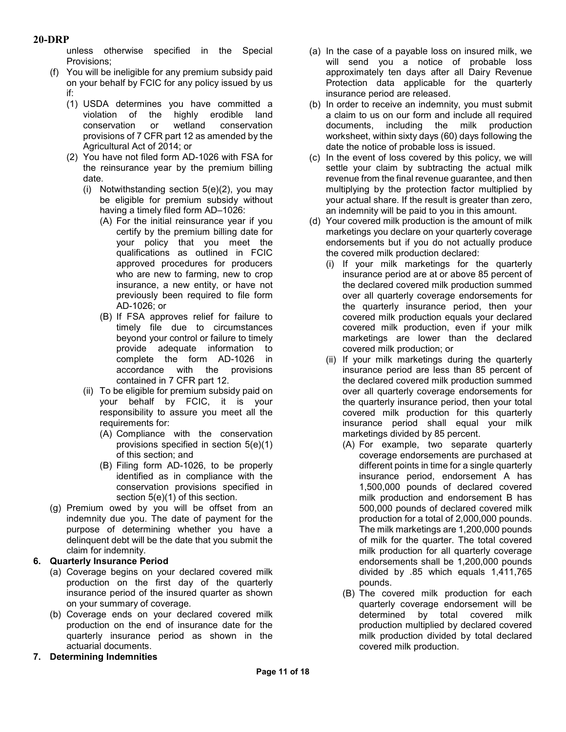unless otherwise specified in the Special Provisions;

(f) You will be ineligible for any premium subsidy paid on your behalf by FCIC for any policy issued by us if:
   (1) USDA determines you have committed a violation of the highly erodible land conservation or wetland conservation provisions of 7 CFR part 12 as amended by the Agricultural Act of 2014; or
   (2) You have not filed form AD-1026 with FSA for the reinsurance year by the premium billing date.
      (i) Notwithstanding section 5(e)(2), you may be eligible for premium subsidy without having a timely filed form AD–1026:
         (A) For the initial reinsurance year if you certify by the premium billing date for your policy that you meet the qualifications as outlined in FCIC approved procedures for producers who are new to farming, new to crop insurance, a new entity, or have not previously been required to file form AD-1026; or
         (B) If FSA approves relief for failure to timely file due to circumstances beyond your control or failure to timely provide adequate information to complete the form AD-1026 in accordance with the provisions contained in 7 CFR part 12.
      (ii) To be eligible for premium subsidy paid on your behalf by FCIC, it is your responsibility to assure you meet all the requirements for:
         (A) Compliance with the conservation provisions specified in section 5(e)(1) of this section; and
         (B) Filing form AD-1026, to be properly identified as in compliance with the conservation provisions specified in section 5(e)(1) of this section.

(g) Premium owed by you will be offset from an indemnity due you. The date of payment for the purpose of determining whether you have a delinquent debt will be the date that you submit the claim for indemnity.

## 6. Quarterly Insurance Period

(a) Coverage begins on your declared covered milk production on the first day of the quarterly insurance period of the insured quarter as shown on your summary of coverage.

(b) Coverage ends on your declared covered milk production on the end of insurance date for the quarterly insurance period as shown in the actuarial documents.

## 7. Determining Indemnities

(a) In the case of a payable loss on insured milk, we will send you a notice of probable loss approximately ten days after all Dairy Revenue Protection data applicable for the quarterly insurance period are released.

(b) In order to receive an indemnity, you must submit a claim to us on our form and include all required documents, including the milk production worksheet, within sixty days (60) days following the date the notice of probable loss is issued.

(c) In the event of loss covered by this policy, we will settle your claim by subtracting the actual milk revenue from the final revenue guarantee, and then multiplying by the protection factor multiplied by your actual share. If the result is greater than zero, an indemnity will be paid to you in this amount.

(d) Your covered milk production is the amount of milk marketings you declare on your quarterly coverage endorsements but if you do not actually produce the covered milk production declared:
   (i) If your milk marketings for the quarterly insurance period are at or above 85 percent of the declared covered milk production summed over all quarterly coverage endorsements for the quarterly insurance period, then your covered milk production equals your declared covered milk production, even if your milk marketings are lower than the declared covered milk production; or
   (ii) If your milk marketings during the quarterly insurance period are less than 85 percent of the declared covered milk production summed over all quarterly coverage endorsements for the quarterly insurance period, then your total covered milk production for this quarterly insurance period shall equal your milk marketings divided by 85 percent.
      (A) For example, two separate quarterly coverage endorsements are purchased at different points in time for a single quarterly insurance period, endorsement A has 1,500,000 pounds of declared covered milk production and endorsement B has 500,000 pounds of declared covered milk production for a total of 2,000,000 pounds. The milk marketings are 1,200,000 pounds of milk for the quarter. The total covered milk production for all quarterly coverage endorsements shall be 1,200,000 pounds divided by .85 which equals 1,411,765 pounds.
      (B) The covered milk production for each quarterly coverage endorsement will be determined by total covered milk production multiplied by declared covered milk production divided by total declared covered milk production.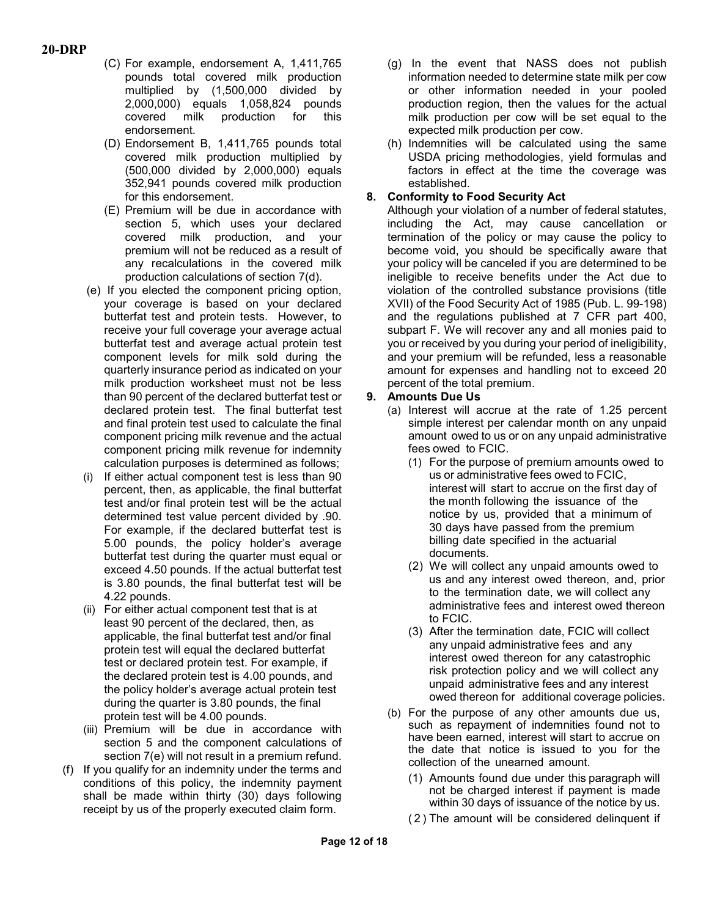(C) For example, endorsement A, 1,411,765 pounds total covered milk production multiplied by (1,500,000 divided by 2,000,000) equals 1,058,824 pounds covered milk production for this endorsement.

(D) Endorsement B, 1,411,765 pounds total covered milk production multiplied by (500,000 divided by 2,000,000) equals 352,941 pounds covered milk production for this endorsement.

(E) Premium will be due in accordance with section 5, which uses your declared covered milk production, and your premium will not be reduced as a result of any recalculations in the covered milk production calculations of section 7(d).

(e) If you elected the component pricing option, your coverage is based on your declared butterfat test and protein tests. However, to receive your full coverage your average actual butterfat test and average actual protein test component levels for milk sold during the quarterly insurance period as indicated on your milk production worksheet must not be less than 90 percent of the declared butterfat test or declared protein test. The final butterfat test and final protein test used to calculate the final component pricing milk revenue and the actual component pricing milk revenue for indemnity calculation purposes is determined as follows;

(i) If either actual component test is less than 90 percent, then, as applicable, the final butterfat test and/or final protein test will be the actual determined test value percent divided by .90. For example, if the declared butterfat test is 5.00 pounds, the policy holder's average butterfat test during the quarter must equal or exceed 4.50 pounds. If the actual butterfat test is 3.80 pounds, the final butterfat test will be 4.22 pounds.

(ii) For either actual component test that is at least 90 percent of the declared, then, as applicable, the final butterfat test and/or final protein test will equal the declared butterfat test or declared protein test. For example, if the declared protein test is 4.00 pounds, and the policy holder's average actual protein test during the quarter is 3.80 pounds, the final protein test will be 4.00 pounds.

(iii) Premium will be due in accordance with section 5 and the component calculations of section 7(e) will not result in a premium refund.

(f) If you qualify for an indemnity under the terms and conditions of this policy, the indemnity payment shall be made within thirty (30) days following receipt by us of the properly executed claim form.

(g) In the event that NASS does not publish information needed to determine state milk per cow or other information needed in your pooled production region, then the values for the actual milk production per cow will be set equal to the expected milk production per cow.

(h) Indemnities will be calculated using the same USDA pricing methodologies, yield formulas and factors in effect at the time the coverage was established.

**8. Conformity to Food Security Act**

Although your violation of a number of federal statutes, including the Act, may cause cancellation or termination of the policy or may cause the policy to become void, you should be specifically aware that your policy will be canceled if you are determined to be ineligible to receive benefits under the Act due to violation of the controlled substance provisions (title XVII) of the Food Security Act of 1985 (Pub. L. 99-198) and the regulations published at 7 CFR part 400, subpart F. We will recover any and all monies paid to you or received by you during your period of ineligibility, and your premium will be refunded, less a reasonable amount for expenses and handling not to exceed 20 percent of the total premium.

**9. Amounts Due Us**

(a) Interest will accrue at the rate of 1.25 percent simple interest per calendar month on any unpaid amount owed to us or on any unpaid administrative fees owed to FCIC.

(1) For the purpose of premium amounts owed to us or administrative fees owed to FCIC, interest will start to accrue on the first day of the month following the issuance of the notice by us, provided that a minimum of 30 days have passed from the premium billing date specified in the actuarial documents.

(2) We will collect any unpaid amounts owed to us and any interest owed thereon, and, prior to the termination date, we will collect any administrative fees and interest owed thereon to FCIC.

(3) After the termination date, FCIC will collect any unpaid administrative fees and any interest owed thereon for any catastrophic risk protection policy and we will collect any unpaid administrative fees and any interest owed thereon for additional coverage policies.

(b) For the purpose of any other amounts due us, such as repayment of indemnities found not to have been earned, interest will start to accrue on the date that notice is issued to you for the collection of the unearned amount.

(1) Amounts found due under this paragraph will not be charged interest if payment is made within 30 days of issuance of the notice by us.

(2) The amount will be considered delinquent if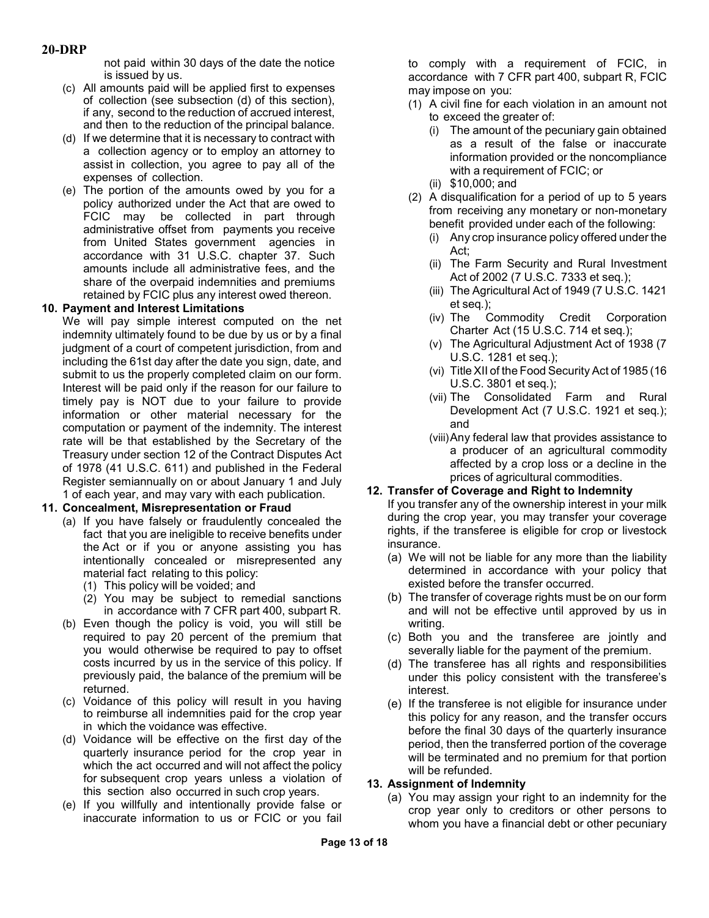not paid within 30 days of the date the notice is issued by us.

(c) All amounts paid will be applied first to expenses of collection (see subsection (d) of this section), if any, second to the reduction of accrued interest, and then to the reduction of the principal balance.

(d) If we determine that it is necessary to contract with a collection agency or to employ an attorney to assist in collection, you agree to pay all of the expenses of collection.

(e) The portion of the amounts owed by you for a policy authorized under the Act that are owed to FCIC may be collected in part through administrative offset from payments you receive from United States government agencies in accordance with 31 U.S.C. chapter 37. Such amounts include all administrative fees, and the share of the overpaid indemnities and premiums retained by FCIC plus any interest owed thereon.

**10. Payment and Interest Limitations**

We will pay simple interest computed on the net indemnity ultimately found to be due by us or by a final judgment of a court of competent jurisdiction, from and including the 61st day after the date you sign, date, and submit to us the properly completed claim on our form. Interest will be paid only if the reason for our failure to timely pay is NOT due to your failure to provide information or other material necessary for the computation or payment of the indemnity. The interest rate will be that established by the Secretary of the Treasury under section 12 of the Contract Disputes Act of 1978 (41 U.S.C. 611) and published in the Federal Register semiannually on or about January 1 and July 1 of each year, and may vary with each publication.

**11. Concealment, Misrepresentation or Fraud**

(a) If you have falsely or fraudulently concealed the fact that you are ineligible to receive benefits under the Act or if you or anyone assisting you has intentionally concealed or misrepresented any material fact relating to this policy:
   (1) This policy will be voided; and
   (2) You may be subject to remedial sanctions in accordance with 7 CFR part 400, subpart R.

(b) Even though the policy is void, you will still be required to pay 20 percent of the premium that you would otherwise be required to pay to offset costs incurred by us in the service of this policy. If previously paid, the balance of the premium will be returned.

(c) Voidance of this policy will result in you having to reimburse all indemnities paid for the crop year in which the voidance was effective.

(d) Voidance will be effective on the first day of the quarterly insurance period for the crop year in which the act occurred and will not affect the policy for subsequent crop years unless a violation of this section also occurred in such crop years.

(e) If you willfully and intentionally provide false or inaccurate information to us or FCIC or you fail to comply with a requirement of FCIC, in accordance with 7 CFR part 400, subpart R, FCIC may impose on you:
   (1) A civil fine for each violation in an amount not to exceed the greater of:
      (i) The amount of the pecuniary gain obtained as a result of the false or inaccurate information provided or the noncompliance with a requirement of FCIC; or
      (ii) $10,000; and
   (2) A disqualification for a period of up to 5 years from receiving any monetary or non-monetary benefit provided under each of the following:
      (i) Any crop insurance policy offered under the Act;
      (ii) The Farm Security and Rural Investment Act of 2002 (7 U.S.C. 7333 et seq.);
      (iii) The Agricultural Act of 1949 (7 U.S.C. 1421 et seq.);
      (iv) The Commodity Credit Corporation Charter Act (15 U.S.C. 714 et seq.);
      (v) The Agricultural Adjustment Act of 1938 (7 U.S.C. 1281 et seq.);
      (vi) Title XII of the Food Security Act of 1985 (16 U.S.C. 3801 et seq.);
      (vii) The Consolidated Farm and Rural Development Act (7 U.S.C. 1921 et seq.); and
      (viii) Any federal law that provides assistance to a producer of an agricultural commodity affected by a crop loss or a decline in the prices of agricultural commodities.

**12. Transfer of Coverage and Right to Indemnity**

If you transfer any of the ownership interest in your milk during the crop year, you may transfer your coverage rights, if the transferee is eligible for crop or livestock insurance.

(a) We will not be liable for any more than the liability determined in accordance with your policy that existed before the transfer occurred.

(b) The transfer of coverage rights must be on our form and will not be effective until approved by us in writing.

(c) Both you and the transferee are jointly and severally liable for the payment of the premium.

(d) The transferee has all rights and responsibilities under this policy consistent with the transferee's interest.

(e) If the transferee is not eligible for insurance under this policy for any reason, and the transfer occurs before the final 30 days of the quarterly insurance period, then the transferred portion of the coverage will be terminated and no premium for that portion will be refunded.

**13. Assignment of Indemnity**

(a) You may assign your right to an indemnity for the crop year only to creditors or other persons to whom you have a financial debt or other pecuniary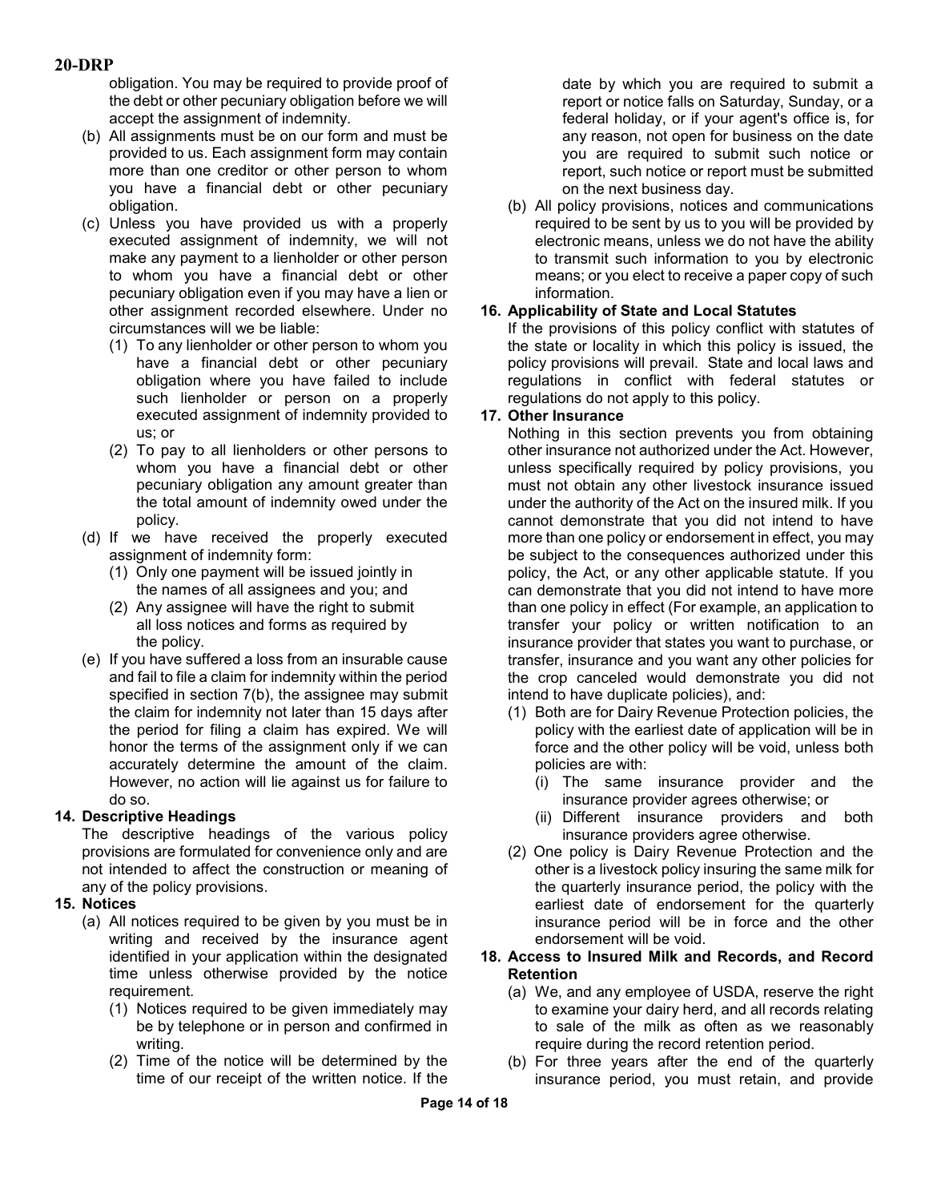obligation. You may be required to provide proof of the debt or other pecuniary obligation before we will accept the assignment of indemnity.

(b) All assignments must be on our form and must be provided to us. Each assignment form may contain more than one creditor or other person to whom you have a financial debt or other pecuniary obligation.

(c) Unless you have provided us with a properly executed assignment of indemnity, we will not make any payment to a lienholder or other person to whom you have a financial debt or other pecuniary obligation even if you may have a lien or other assignment recorded elsewhere. Under no circumstances will we be liable:

  (1) To any lienholder or other person to whom you have a financial debt or other pecuniary obligation where you have failed to include such lienholder or person on a properly executed assignment of indemnity provided to us; or

  (2) To pay to all lienholders or other persons to whom you have a financial debt or other pecuniary obligation any amount greater than the total amount of indemnity owed under the policy.

(d) If we have received the properly executed assignment of indemnity form:

  (1) Only one payment will be issued jointly in the names of all assignees and you; and

  (2) Any assignee will have the right to submit all loss notices and forms as required by the policy.

(e) If you have suffered a loss from an insurable cause and fail to file a claim for indemnity within the period specified in section 7(b), the assignee may submit the claim for indemnity not later than 15 days after the period for filing a claim has expired. We will honor the terms of the assignment only if we can accurately determine the amount of the claim. However, no action will lie against us for failure to do so.

**14. Descriptive Headings**

The descriptive headings of the various policy provisions are formulated for convenience only and are not intended to affect the construction or meaning of any of the policy provisions.

**15. Notices**

(a) All notices required to be given by you must be in writing and received by the insurance agent identified in your application within the designated time unless otherwise provided by the notice requirement.

  (1) Notices required to be given immediately may be by telephone or in person and confirmed in writing.

  (2) Time of the notice will be determined by the time of our receipt of the written notice. If the date by which you are required to submit a report or notice falls on Saturday, Sunday, or a federal holiday, or if your agent's office is, for any reason, not open for business on the date you are required to submit such notice or report, such notice or report must be submitted on the next business day.

(b) All policy provisions, notices and communications required to be sent by us to you will be provided by electronic means, unless we do not have the ability to transmit such information to you by electronic means; or you elect to receive a paper copy of such information.

**16. Applicability of State and Local Statutes**

If the provisions of this policy conflict with statutes of the state or locality in which this policy is issued, the policy provisions will prevail. State and local laws and regulations in conflict with federal statutes or regulations do not apply to this policy.

**17. Other Insurance**

Nothing in this section prevents you from obtaining other insurance not authorized under the Act. However, unless specifically required by policy provisions, you must not obtain any other livestock insurance issued under the authority of the Act on the insured milk. If you cannot demonstrate that you did not intend to have more than one policy or endorsement in effect, you may be subject to the consequences authorized under this policy, the Act, or any other applicable statute. If you can demonstrate that you did not intend to have more than one policy in effect (For example, an application to transfer your policy or written notification to an insurance provider that states you want to purchase, or transfer, insurance and you want any other policies for the crop canceled would demonstrate you did not intend to have duplicate policies), and:

  (1) Both are for Dairy Revenue Protection policies, the policy with the earliest date of application will be in force and the other policy will be void, unless both policies are with:

    (i) The same insurance provider and the insurance provider agrees otherwise; or

    (ii) Different insurance providers and both insurance providers agree otherwise.

  (2) One policy is Dairy Revenue Protection and the other is a livestock policy insuring the same milk for the quarterly insurance period, the policy with the earliest date of endorsement for the quarterly insurance period will be in force and the other endorsement will be void.

**18. Access to Insured Milk and Records, and Record Retention**

(a) We, and any employee of USDA, reserve the right to examine your dairy herd, and all records relating to sale of the milk as often as we reasonably require during the record retention period.

(b) For three years after the end of the quarterly insurance period, you must retain, and provide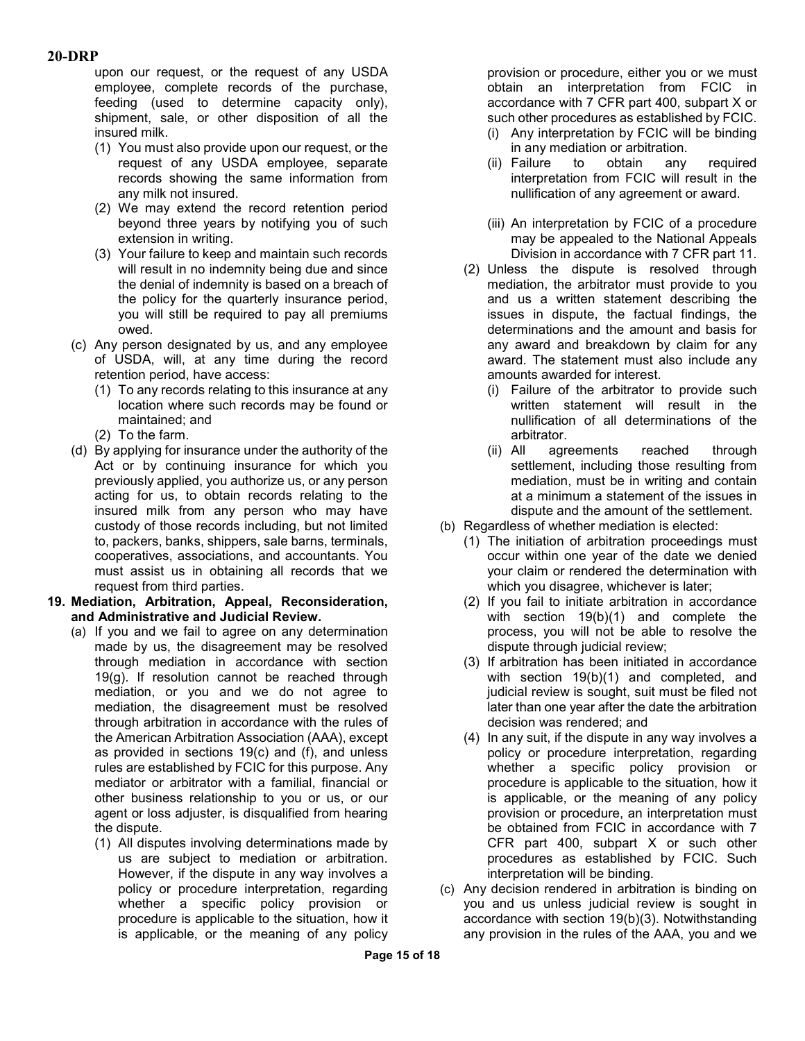upon our request, or the request of any USDA employee, complete records of the purchase, feeding (used to determine capacity only), shipment, sale, or other disposition of all the insured milk.

  (1) You must also provide upon our request, or the request of any USDA employee, separate records showing the same information from any milk not insured.
  (2) We may extend the record retention period beyond three years by notifying you of such extension in writing.
  (3) Your failure to keep and maintain such records will result in no indemnity being due and since the denial of indemnity is based on a breach of the policy for the quarterly insurance period, you will still be required to pay all premiums owed.

(c) Any person designated by us, and any employee of USDA, will, at any time during the record retention period, have access:

  (1) To any records relating to this insurance at any location where such records may be found or maintained; and
  (2) To the farm.

(d) By applying for insurance under the authority of the Act or by continuing insurance for which you previously applied, you authorize us, or any person acting for us, to obtain records relating to the insured milk from any person who may have custody of those records including, but not limited to, packers, banks, shippers, sale barns, terminals, cooperatives, associations, and accountants. You must assist us in obtaining all records that we request from third parties.

**19. Mediation, Arbitration, Appeal, Reconsideration, and Administrative and Judicial Review.**

(a) If you and we fail to agree on any determination made by us, the disagreement may be resolved through mediation in accordance with section 19(g). If resolution cannot be reached through mediation, or you and we do not agree to mediation, the disagreement must be resolved through arbitration in accordance with the rules of the American Arbitration Association (AAA), except as provided in sections 19(c) and (f), and unless rules are established by FCIC for this purpose. Any mediator or arbitrator with a familial, financial or other business relationship to you or us, or our agent or loss adjuster, is disqualified from hearing the dispute.

  (1) All disputes involving determinations made by us are subject to mediation or arbitration. However, if the dispute in any way involves a policy or procedure interpretation, regarding whether a specific policy provision or procedure is applicable to the situation, how it is applicable, or the meaning of any policy provision or procedure, either you or we must obtain an interpretation from FCIC in accordance with 7 CFR part 400, subpart X or such other procedures as established by FCIC.

    (i) Any interpretation by FCIC will be binding in any mediation or arbitration.
    (ii) Failure to obtain any required interpretation from FCIC will result in the nullification of any agreement or award.
    (iii) An interpretation by FCIC of a procedure may be appealed to the National Appeals Division in accordance with 7 CFR part 11.

  (2) Unless the dispute is resolved through mediation, the arbitrator must provide to you and us a written statement describing the issues in dispute, the factual findings, the determinations and the amount and basis for any award and breakdown by claim for any award. The statement must also include any amounts awarded for interest.

    (i) Failure of the arbitrator to provide such written statement will result in the nullification of all determinations of the arbitrator.
    (ii) All agreements reached through settlement, including those resulting from mediation, must be in writing and contain at a minimum a statement of the issues in dispute and the amount of the settlement.

(b) Regardless of whether mediation is elected:

  (1) The initiation of arbitration proceedings must occur within one year of the date we denied your claim or rendered the determination with which you disagree, whichever is later;
  (2) If you fail to initiate arbitration in accordance with section 19(b)(1) and complete the process, you will not be able to resolve the dispute through judicial review;
  (3) If arbitration has been initiated in accordance with section 19(b)(1) and completed, and judicial review is sought, suit must be filed not later than one year after the date the arbitration decision was rendered; and
  (4) In any suit, if the dispute in any way involves a policy or procedure interpretation, regarding whether a specific policy provision or procedure is applicable to the situation, how it is applicable, or the meaning of any policy provision or procedure, an interpretation must be obtained from FCIC in accordance with 7 CFR part 400, subpart X or such other procedures as established by FCIC. Such interpretation will be binding.

(c) Any decision rendered in arbitration is binding on you and us unless judicial review is sought in accordance with section 19(b)(3). Notwithstanding any provision in the rules of the AAA, you and we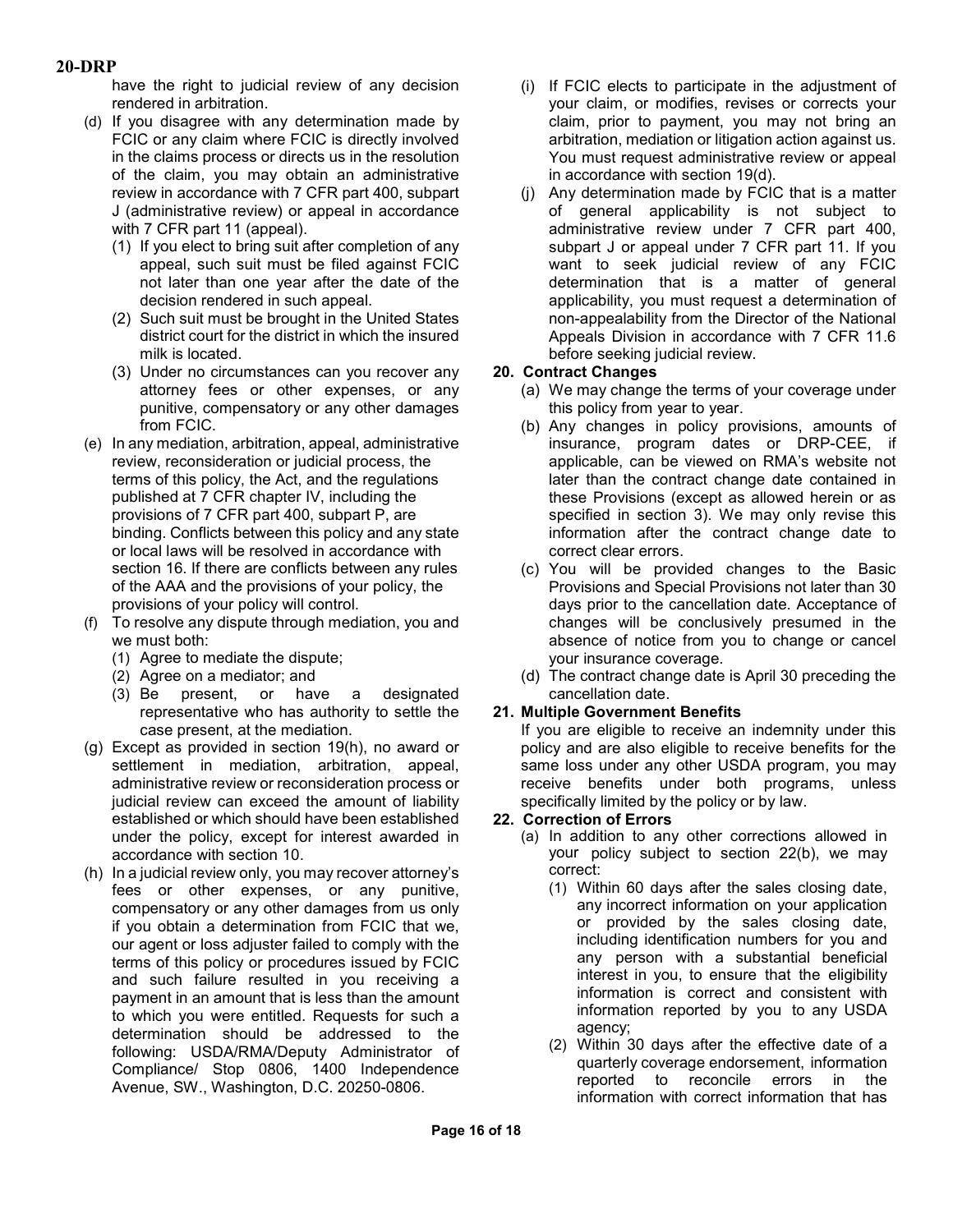have the right to judicial review of any decision rendered in arbitration.

(d) If you disagree with any determination made by FCIC or any claim where FCIC is directly involved in the claims process or directs us in the resolution of the claim, you may obtain an administrative review in accordance with 7 CFR part 400, subpart J (administrative review) or appeal in accordance with 7 CFR part 11 (appeal).
   (1) If you elect to bring suit after completion of any appeal, such suit must be filed against FCIC not later than one year after the date of the decision rendered in such appeal.
   (2) Such suit must be brought in the United States district court for the district in which the insured milk is located.
   (3) Under no circumstances can you recover any attorney fees or other expenses, or any punitive, compensatory or any other damages from FCIC.

(e) In any mediation, arbitration, appeal, administrative review, reconsideration or judicial process, the terms of this policy, the Act, and the regulations published at 7 CFR chapter IV, including the provisions of 7 CFR part 400, subpart P, are binding. Conflicts between this policy and any state or local laws will be resolved in accordance with section 16. If there are conflicts between any rules of the AAA and the provisions of your policy, the provisions of your policy will control.

(f) To resolve any dispute through mediation, you and we must both:
   (1) Agree to mediate the dispute;
   (2) Agree on a mediator; and
   (3) Be present, or have a designated representative who has authority to settle the case present, at the mediation.

(g) Except as provided in section 19(h), no award or settlement in mediation, arbitration, appeal, administrative review or reconsideration process or judicial review can exceed the amount of liability established or which should have been established under the policy, except for interest awarded in accordance with section 10.

(h) In a judicial review only, you may recover attorney's fees or other expenses, or any punitive, compensatory or any other damages from us only if you obtain a determination from FCIC that we, our agent or loss adjuster failed to comply with the terms of this policy or procedures issued by FCIC and such failure resulted in you receiving a payment in an amount that is less than the amount to which you were entitled. Requests for such a determination should be addressed to the following: USDA/RMA/Deputy Administrator of Compliance/ Stop 0806, 1400 Independence Avenue, SW., Washington, D.C. 20250-0806.

(i) If FCIC elects to participate in the adjustment of your claim, or modifies, revises or corrects your claim, prior to payment, you may not bring an arbitration, mediation or litigation action against us. You must request administrative review or appeal in accordance with section 19(d).

(j) Any determination made by FCIC that is a matter of general applicability is not subject to administrative review under 7 CFR part 400, subpart J or appeal under 7 CFR part 11. If you want to seek judicial review of any FCIC determination that is a matter of general applicability, you must request a determination of non-appealability from the Director of the National Appeals Division in accordance with 7 CFR 11.6 before seeking judicial review.

**20. Contract Changes**

(a) We may change the terms of your coverage under this policy from year to year.

(b) Any changes in policy provisions, amounts of insurance, program dates or DRP-CEE, if applicable, can be viewed on RMA's website not later than the contract change date contained in these Provisions (except as allowed herein or as specified in section 3). We may only revise this information after the contract change date to correct clear errors.

(c) You will be provided changes to the Basic Provisions and Special Provisions not later than 30 days prior to the cancellation date. Acceptance of changes will be conclusively presumed in the absence of notice from you to change or cancel your insurance coverage.

(d) The contract change date is April 30 preceding the cancellation date.

**21. Multiple Government Benefits**

If you are eligible to receive an indemnity under this policy and are also eligible to receive benefits for the same loss under any other USDA program, you may receive benefits under both programs, unless specifically limited by the policy or by law.

**22. Correction of Errors**

(a) In addition to any other corrections allowed in your policy subject to section 22(b), we may correct:
   (1) Within 60 days after the sales closing date, any incorrect information on your application or provided by the sales closing date, including identification numbers for you and any person with a substantial beneficial interest in you, to ensure that the eligibility information is correct and consistent with information reported by you to any USDA agency;
   (2) Within 30 days after the effective date of a quarterly coverage endorsement, information reported to reconcile errors in the information with correct information that has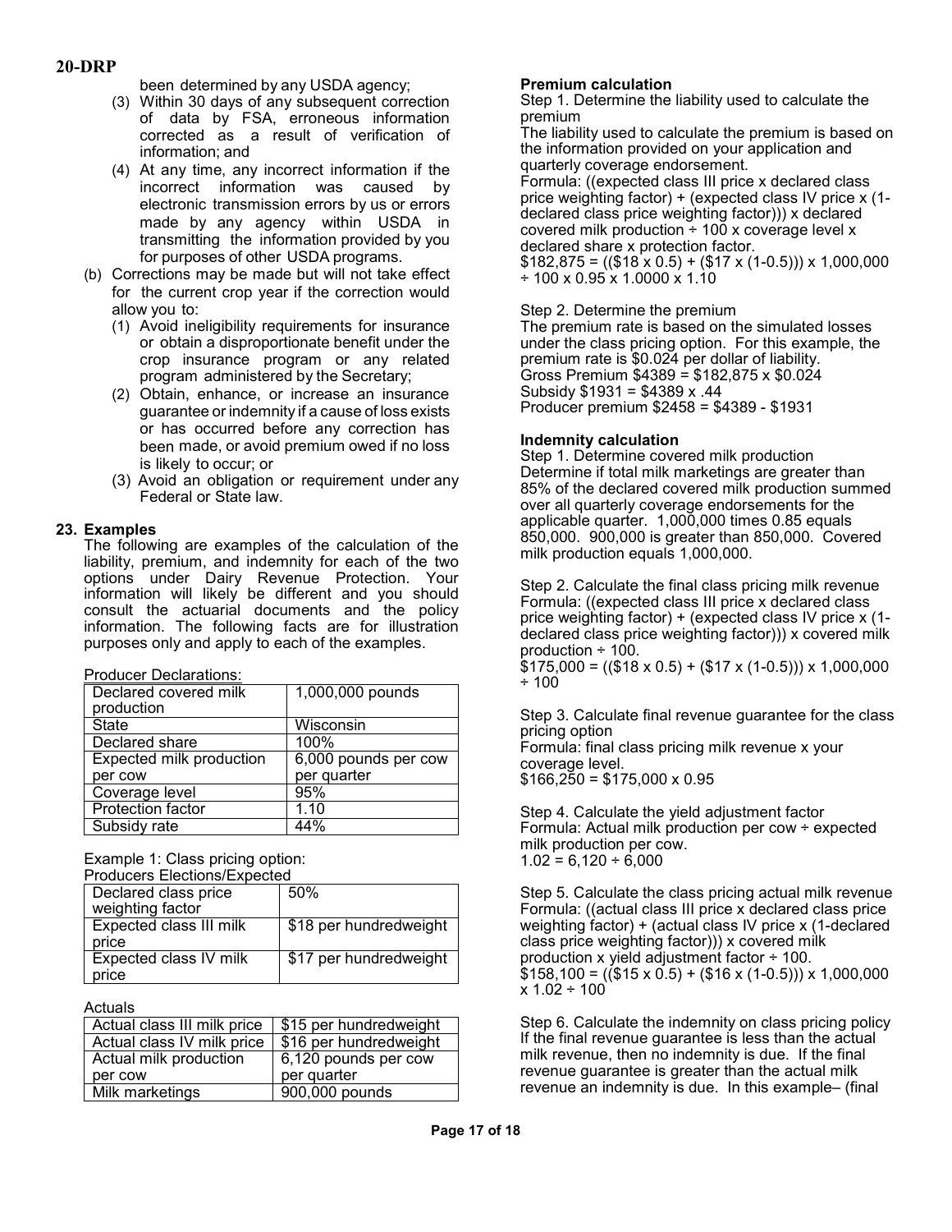been determined by any USDA agency;

(3) Within 30 days of any subsequent correction of data by FSA, erroneous information corrected as a result of verification of information; and

(4) At any time, any incorrect information if the incorrect information was caused by electronic transmission errors by us or errors made by any agency within USDA in transmitting the information provided by you for purposes of other USDA programs.

(b) Corrections may be made but will not take effect for the current crop year if the correction would allow you to:

(1) Avoid ineligibility requirements for insurance or obtain a disproportionate benefit under the crop insurance program or any related program administered by the Secretary;

(2) Obtain, enhance, or increase an insurance guarantee or indemnity if a cause of loss exists or has occurred before any correction has been made, or avoid premium owed if no loss is likely to occur; or

(3) Avoid an obligation or requirement under any Federal or State law.

**23. Examples**

The following are examples of the calculation of the liability, premium, and indemnity for each of the two options under Dairy Revenue Protection. Your information will likely be different and you should consult the actuarial documents and the policy information. The following facts are for illustration purposes only and apply to each of the examples.

Producer Declarations:

| Declared covered milk production | 1,000,000 pounds |
|---|---|
| State | Wisconsin |
| Declared share | 100% |
| Expected milk production per cow | 6,000 pounds per cow per quarter |
| Coverage level | 95% |
| Protection factor | 1.10 |
| Subsidy rate | 44% |

Example 1: Class pricing option:

Producers Elections/Expected

| Declared class price weighting factor | 50% |
|---|---|
| Expected class III milk price | $18 per hundredweight |
| Expected class IV milk price | $17 per hundredweight |

Actuals

| Actual class III milk price | $15 per hundredweight |
|---|---|
| Actual class IV milk price | $16 per hundredweight |
| Actual milk production per cow | 6,120 pounds per cow per quarter |
| Milk marketings | 900,000 pounds |

**Premium calculation**

Step 1. Determine the liability used to calculate the premium

The liability used to calculate the premium is based on the information provided on your application and quarterly coverage endorsement.

Formula: ((expected class III price x declared class price weighting factor) + (expected class IV price x (1-declared class price weighting factor))) x declared covered milk production ÷ 100 x coverage level x declared share x protection factor.

$182,875 = (($18 x 0.5) + ($17 x (1-0.5))) x 1,000,000 ÷ 100 x 0.95 x 1.0000 x 1.10

Step 2. Determine the premium

The premium rate is based on the simulated losses under the class pricing option. For this example, the premium rate is $0.024 per dollar of liability.

Gross Premium $4389 = $182,875 x $0.024

Subsidy $1931 = $4389 x .44

Producer premium $2458 = $4389 - $1931

**Indemnity calculation**

Step 1. Determine covered milk production

Determine if total milk marketings are greater than 85% of the declared covered milk production summed over all quarterly coverage endorsements for the applicable quarter. 1,000,000 times 0.85 equals 850,000. 900,000 is greater than 850,000. Covered milk production equals 1,000,000.

Step 2. Calculate the final class pricing milk revenue

Formula: ((expected class III price x declared class price weighting factor) + (expected class IV price x (1-declared class price weighting factor))) x covered milk production ÷ 100.

$175,000 = (($18 x 0.5) + ($17 x (1-0.5))) x 1,000,000 ÷ 100

Step 3. Calculate final revenue guarantee for the class pricing option

Formula: final class pricing milk revenue x your coverage level.

$166,250 = $175,000 x 0.95

Step 4. Calculate the yield adjustment factor

Formula: Actual milk production per cow ÷ expected milk production per cow.

1.02 = 6,120 ÷ 6,000

Step 5. Calculate the class pricing actual milk revenue

Formula: ((actual class III price x declared class price weighting factor) + (actual class IV price x (1-declared class price weighting factor))) x covered milk production x yield adjustment factor ÷ 100.

$158,100 = (($15 x 0.5) + ($16 x (1-0.5))) x 1,000,000 x 1.02 ÷ 100

Step 6. Calculate the indemnity on class pricing policy

If the final revenue guarantee is less than the actual milk revenue, then no indemnity is due. If the final revenue guarantee is greater than the actual milk revenue an indemnity is due. In this example– (final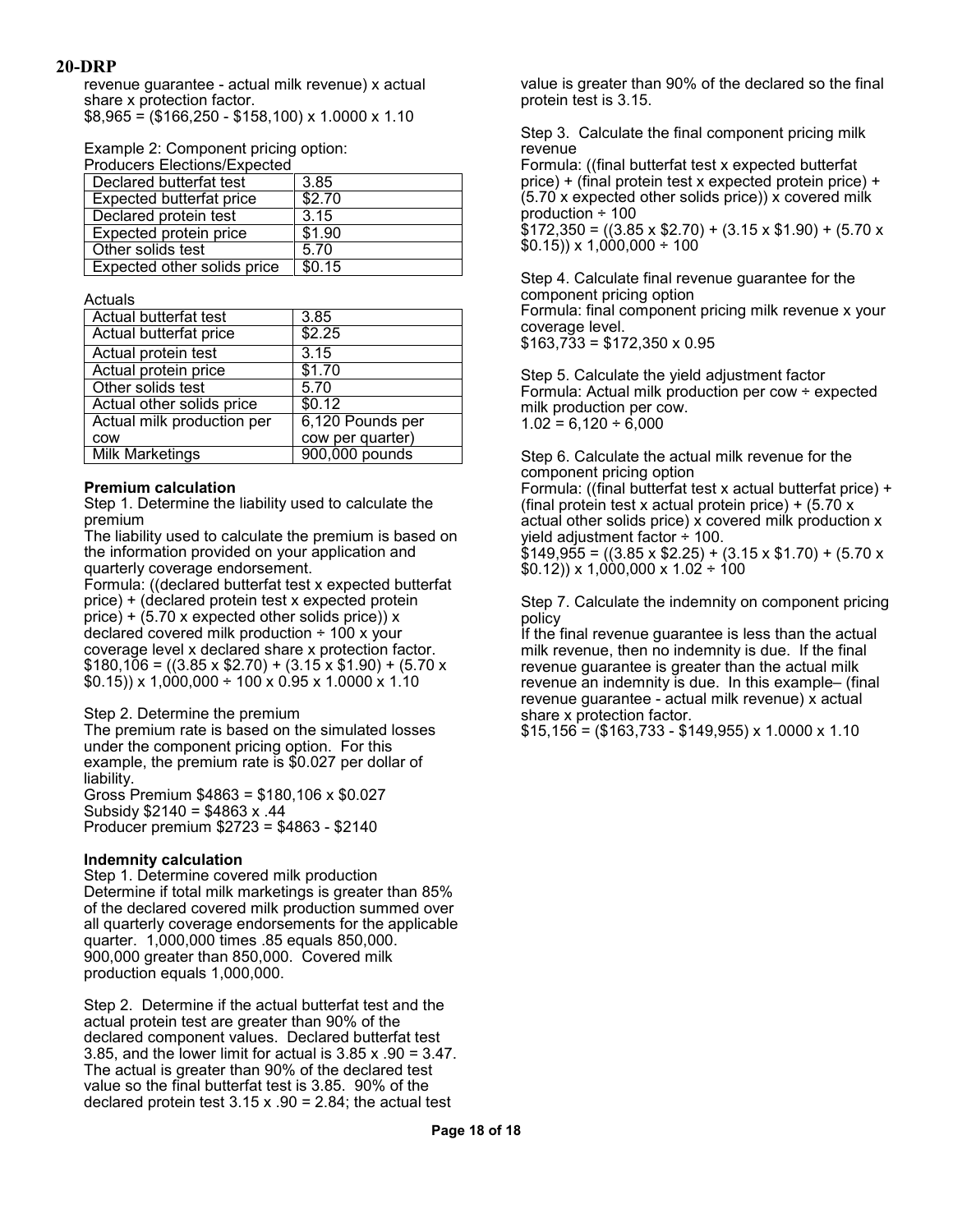revenue guarantee - actual milk revenue) x actual share x protection factor.
$8,965 = ($166,250 - $158,100) x 1.0000 x 1.10

Example 2: Component pricing option:
Producers Elections/Expected

| | |
|---|---|
| Declared butterfat test | 3.85 |
| Expected butterfat price | $2.70 |
| Declared protein test | 3.15 |
| Expected protein price | $1.90 |
| Other solids test | 5.70 |
| Expected other solids price | $0.15 |

Actuals

| | |
|---|---|
| Actual butterfat test | 3.85 |
| Actual butterfat price | $2.25 |
| Actual protein test | 3.15 |
| Actual protein price | $1.70 |
| Other solids test | 5.70 |
| Actual other solids price | $0.12 |
| Actual milk production per cow | 6,120 Pounds per cow per quarter) |
| Milk Marketings | 900,000 pounds |

**Premium calculation**

Step 1. Determine the liability used to calculate the premium

The liability used to calculate the premium is based on the information provided on your application and quarterly coverage endorsement.

Formula: ((declared butterfat test x expected butterfat price) + (declared protein test x expected protein price) + (5.70 x expected other solids price)) x declared covered milk production ÷ 100 x your coverage level x declared share x protection factor.
$180,106 = ((3.85 x $2.70) + (3.15 x $1.90) + (5.70 x $0.15)) x 1,000,000 ÷ 100 x 0.95 x 1.0000 x 1.10

Step 2. Determine the premium

The premium rate is based on the simulated losses under the component pricing option. For this example, the premium rate is $0.027 per dollar of liability.

Gross Premium $4863 = $180,106 x $0.027
Subsidy $2140 = $4863 x .44
Producer premium $2723 = $4863 - $2140

**Indemnity calculation**

Step 1. Determine covered milk production

Determine if total milk marketings is greater than 85% of the declared covered milk production summed over all quarterly coverage endorsements for the applicable quarter. 1,000,000 times .85 equals 850,000. 900,000 greater than 850,000. Covered milk production equals 1,000,000.

Step 2. Determine if the actual butterfat test and the actual protein test are greater than 90% of the declared component values. Declared butterfat test 3.85, and the lower limit for actual is 3.85 x .90 = 3.47. The actual is greater than 90% of the declared test value so the final butterfat test is 3.85. 90% of the declared protein test 3.15 x .90 = 2.84; the actual test value is greater than 90% of the declared so the final protein test is 3.15.

Step 3. Calculate the final component pricing milk revenue

Formula: ((final butterfat test x expected butterfat price) + (final protein test x expected protein price) + (5.70 x expected other solids price)) x covered milk production ÷ 100
$172,350 = ((3.85 x $2.70) + (3.15 x $1.90) + (5.70 x $0.15)) x 1,000,000 ÷ 100

Step 4. Calculate final revenue guarantee for the component pricing option

Formula: final component pricing milk revenue x your coverage level.
$163,733 = $172,350 x 0.95

Step 5. Calculate the yield adjustment factor

Formula: Actual milk production per cow ÷ expected milk production per cow.
1.02 = 6,120 ÷ 6,000

Step 6. Calculate the actual milk revenue for the component pricing option

Formula: ((final butterfat test x actual butterfat price) + (final protein test x actual protein price) + (5.70 x actual other solids price) x covered milk production x yield adjustment factor ÷ 100.
$149,955 = ((3.85 x $2.25) + (3.15 x $1.70) + (5.70 x $0.12)) x 1,000,000 x 1.02 ÷ 100

Step 7. Calculate the indemnity on component pricing policy

If the final revenue guarantee is less than the actual milk revenue, then no indemnity is due. If the final revenue guarantee is greater than the actual milk revenue an indemnity is due. In this example– (final revenue guarantee - actual milk revenue) x actual share x protection factor.
$15,156 = ($163,733 - $149,955) x 1.0000 x 1.10